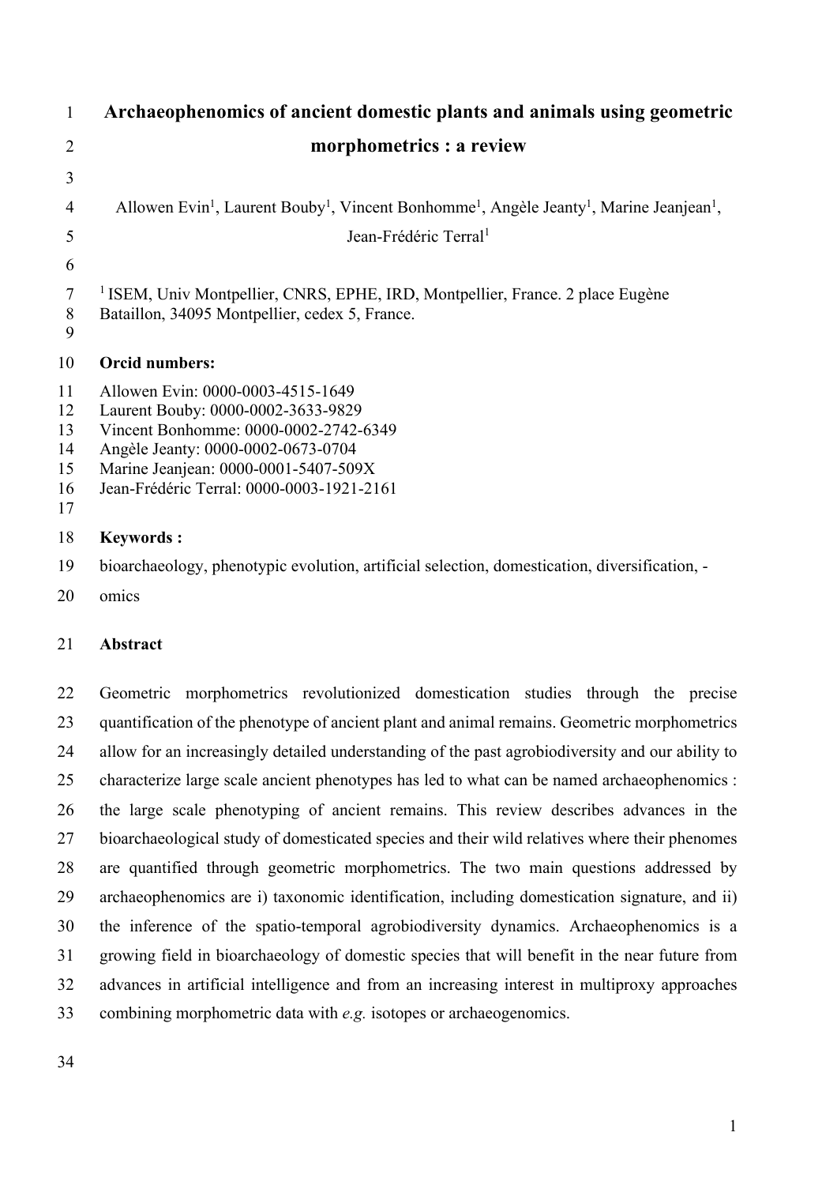# Archaeophenomics of ancient domestic plants and animals using geometric morphometrics : a review

Allowen Evin[1], Laurent Bouby[1], Vincent Bonhomme[1], Angèle Jeanty[1], Marine Jeanjean[1], Jean-Frédéric Terral[1]

[1] ISEM, Univ Montpellier, CNRS, EPHE, IRD, Montpellier, France. 2 place Eugène Bataillon, 34095 Montpellier, cedex 5, France.

**Orcid numbers:**

Allowen Evin: 0000-0003-4515-1649
Laurent Bouby: 0000-0002-3633-9829
Vincent Bonhomme: 0000-0002-2742-6349
Angèle Jeanty: 0000-0002-0673-0704
Marine Jeanjean: 0000-0001-5407-509X
Jean-Frédéric Terral: 0000-0003-1921-2161

**Keywords :**

bioarchaeology, phenotypic evolution, artificial selection, domestication, diversification, -omics

**Abstract**

Geometric morphometrics revolutionized domestication studies through the precise quantification of the phenotype of ancient plant and animal remains. Geometric morphometrics allow for an increasingly detailed understanding of the past agrobiodiversity and our ability to characterize large scale ancient phenotypes has led to what can be named archaeophenomics : the large scale phenotyping of ancient remains. This review describes advances in the bioarchaeological study of domesticated species and their wild relatives where their phenomes are quantified through geometric morphometrics. The two main questions addressed by archaeophenomics are i) taxonomic identification, including domestication signature, and ii) the inference of the spatio-temporal agrobiodiversity dynamics. Archaeophenomics is a growing field in bioarchaeology of domestic species that will benefit in the near future from advances in artificial intelligence and from an increasing interest in multiproxy approaches combining morphometric data with *e.g.* isotopes or archaeogenomics.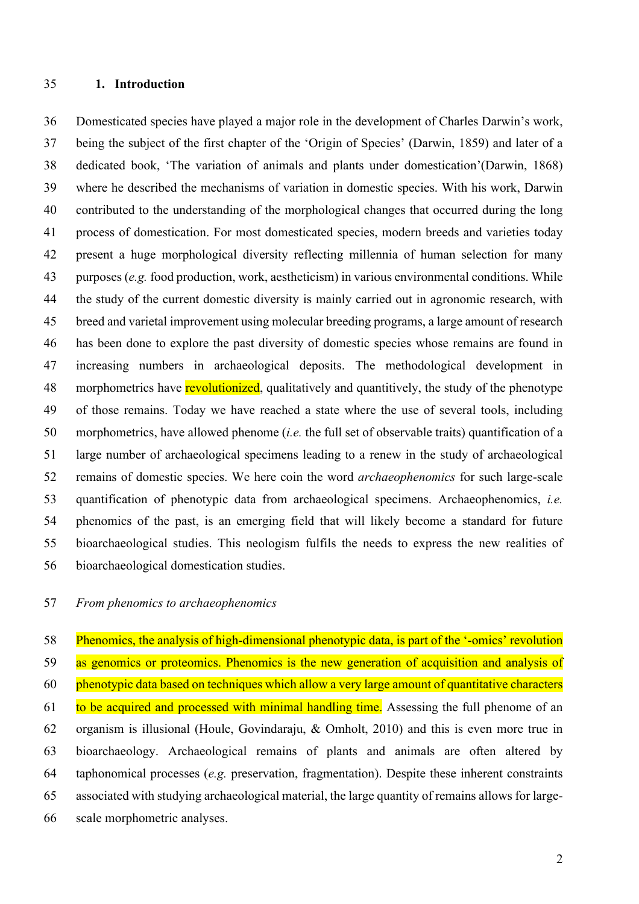## 1. Introduction

Domesticated species have played a major role in the development of Charles Darwin's work, being the subject of the first chapter of the 'Origin of Species' (Darwin, 1859) and later of a dedicated book, 'The variation of animals and plants under domestication'(Darwin, 1868) where he described the mechanisms of variation in domestic species. With his work, Darwin contributed to the understanding of the morphological changes that occurred during the long process of domestication. For most domesticated species, modern breeds and varieties today present a huge morphological diversity reflecting millennia of human selection for many purposes (*e.g.* food production, work, aestheticism) in various environmental conditions. While the study of the current domestic diversity is mainly carried out in agronomic research, with breed and varietal improvement using molecular breeding programs, a large amount of research has been done to explore the past diversity of domestic species whose remains are found in increasing numbers in archaeological deposits. The methodological development in morphometrics have revolutionized, qualitatively and quantitatively, the study of the phenotype of those remains. Today we have reached a state where the use of several tools, including morphometrics, have allowed phenome (*i.e.* the full set of observable traits) quantification of a large number of archaeological specimens leading to a renew in the study of archaeological remains of domestic species. We here coin the word *archaeophenomics* for such large-scale quantification of phenotypic data from archaeological specimens. Archaeophenomics, *i.e.* phenomics of the past, is an emerging field that will likely become a standard for future bioarchaeological studies. This neologism fulfils the needs to express the new realities of bioarchaeological domestication studies.

*From phenomics to archaeophenomics*

Phenomics, the analysis of high-dimensional phenotypic data, is part of the '-omics' revolution as genomics or proteomics. Phenomics is the new generation of acquisition and analysis of phenotypic data based on techniques which allow a very large amount of quantitative characters to be acquired and processed with minimal handling time. Assessing the full phenome of an organism is illusional (Houle, Govindaraju, & Omholt, 2010) and this is even more true in bioarchaeology. Archaeological remains of plants and animals are often altered by taphonomical processes (*e.g.* preservation, fragmentation). Despite these inherent constraints associated with studying archaeological material, the large quantity of remains allows for large-scale morphometric analyses.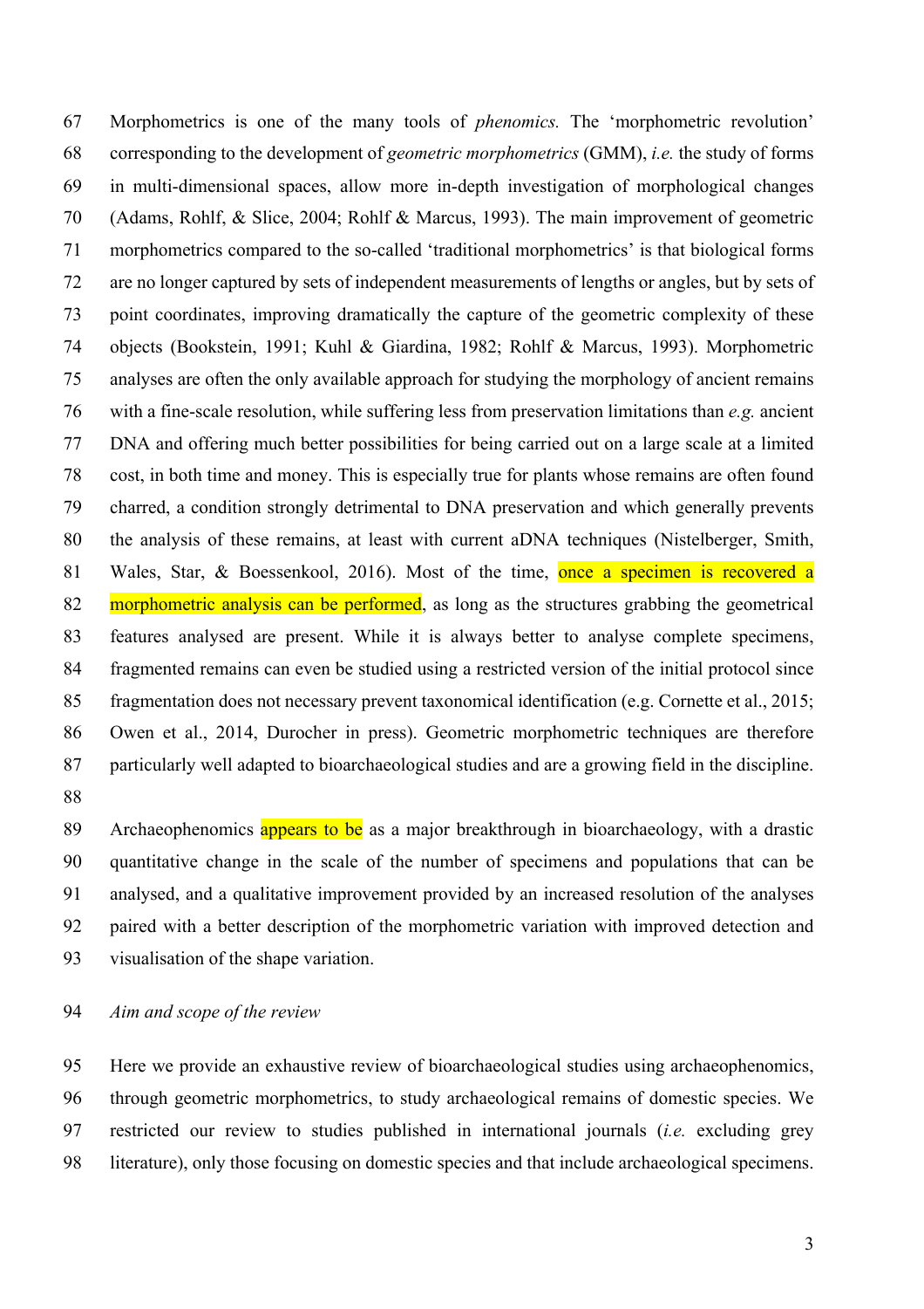Morphometrics is one of the many tools of *phenomics.* The 'morphometric revolution' corresponding to the development of *geometric morphometrics* (GMM), *i.e.* the study of forms in multi-dimensional spaces, allow more in-depth investigation of morphological changes (Adams, Rohlf, & Slice, 2004; Rohlf & Marcus, 1993). The main improvement of geometric morphometrics compared to the so-called 'traditional morphometrics' is that biological forms are no longer captured by sets of independent measurements of lengths or angles, but by sets of point coordinates, improving dramatically the capture of the geometric complexity of these objects (Bookstein, 1991; Kuhl & Giardina, 1982; Rohlf & Marcus, 1993). Morphometric analyses are often the only available approach for studying the morphology of ancient remains with a fine-scale resolution, while suffering less from preservation limitations than *e.g.* ancient DNA and offering much better possibilities for being carried out on a large scale at a limited cost, in both time and money. This is especially true for plants whose remains are often found charred, a condition strongly detrimental to DNA preservation and which generally prevents the analysis of these remains, at least with current aDNA techniques (Nistelberger, Smith, Wales, Star, & Boessenkool, 2016). Most of the time, once a specimen is recovered a morphometric analysis can be performed, as long as the structures grabbing the geometrical features analysed are present. While it is always better to analyse complete specimens, fragmented remains can even be studied using a restricted version of the initial protocol since fragmentation does not necessary prevent taxonomical identification (e.g. Cornette et al., 2015; Owen et al., 2014, Durocher in press). Geometric morphometric techniques are therefore particularly well adapted to bioarchaeological studies and are a growing field in the discipline.

Archaeophenomics appears to be as a major breakthrough in bioarchaeology, with a drastic quantitative change in the scale of the number of specimens and populations that can be analysed, and a qualitative improvement provided by an increased resolution of the analyses paired with a better description of the morphometric variation with improved detection and visualisation of the shape variation.

*Aim and scope of the review*

Here we provide an exhaustive review of bioarchaeological studies using archaeophenomics, through geometric morphometrics, to study archaeological remains of domestic species. We restricted our review to studies published in international journals (*i.e.* excluding grey literature), only those focusing on domestic species and that include archaeological specimens.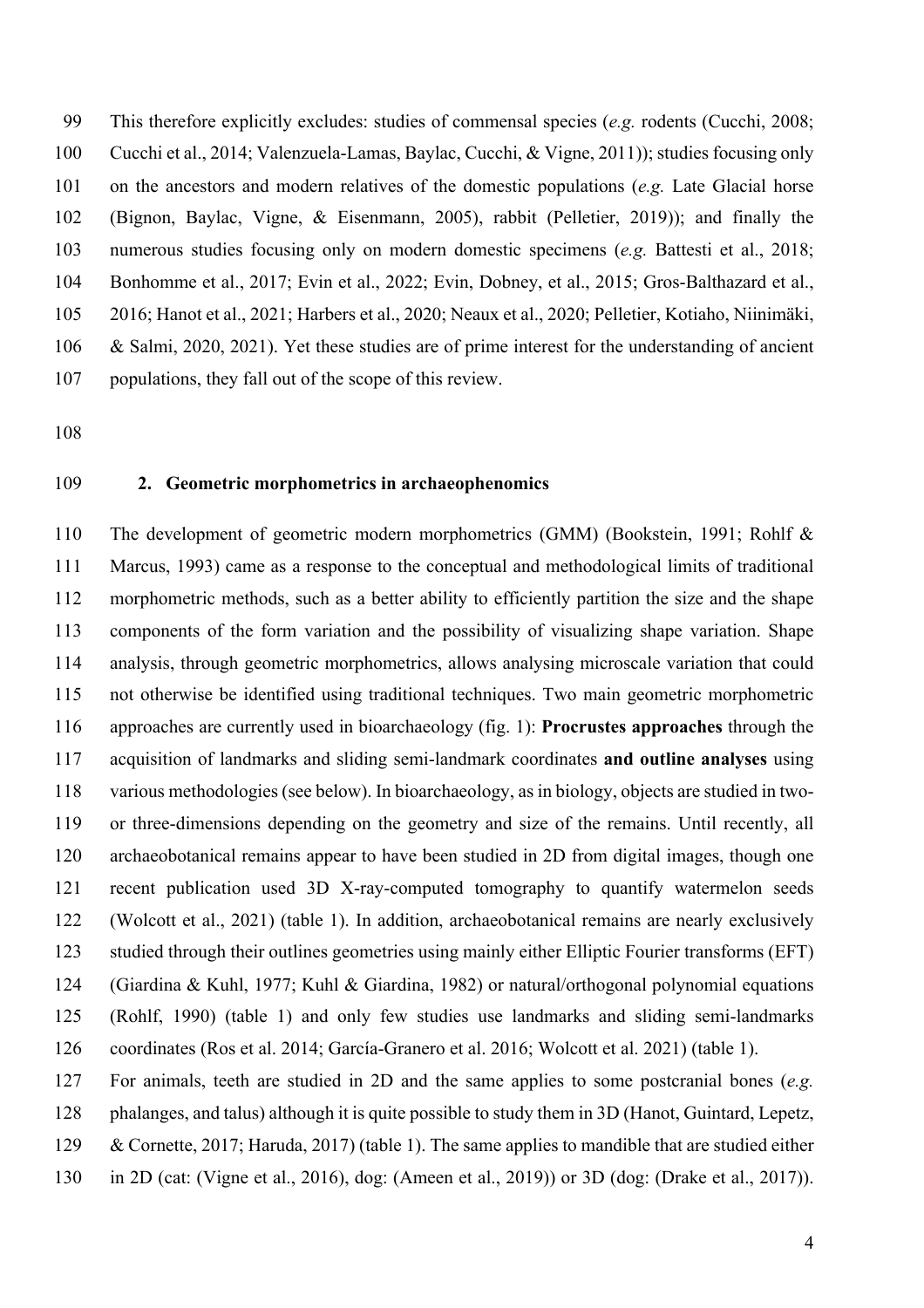This therefore explicitly excludes: studies of commensal species (*e.g.* rodents (Cucchi, 2008; Cucchi et al., 2014; Valenzuela-Lamas, Baylac, Cucchi, & Vigne, 2011)); studies focusing only on the ancestors and modern relatives of the domestic populations (*e.g.* Late Glacial horse (Bignon, Baylac, Vigne, & Eisenmann, 2005), rabbit (Pelletier, 2019)); and finally the numerous studies focusing only on modern domestic specimens (*e.g.* Battesti et al., 2018; Bonhomme et al., 2017; Evin et al., 2022; Evin, Dobney, et al., 2015; Gros-Balthazard et al., 2016; Hanot et al., 2021; Harbers et al., 2020; Neaux et al., 2020; Pelletier, Kotiaho, Niinimäki, & Salmi, 2020, 2021). Yet these studies are of prime interest for the understanding of ancient populations, they fall out of the scope of this review.

## 2. Geometric morphometrics in archaeophenomics

The development of geometric modern morphometrics (GMM) (Bookstein, 1991; Rohlf & Marcus, 1993) came as a response to the conceptual and methodological limits of traditional morphometric methods, such as a better ability to efficiently partition the size and the shape components of the form variation and the possibility of visualizing shape variation. Shape analysis, through geometric morphometrics, allows analysing microscale variation that could not otherwise be identified using traditional techniques. Two main geometric morphometric approaches are currently used in bioarchaeology (fig. 1): **Procrustes approaches** through the acquisition of landmarks and sliding semi-landmark coordinates **and outline analyses** using various methodologies (see below). In bioarchaeology, as in biology, objects are studied in two- or three-dimensions depending on the geometry and size of the remains. Until recently, all archaeobotanical remains appear to have been studied in 2D from digital images, though one recent publication used 3D X-ray-computed tomography to quantify watermelon seeds (Wolcott et al., 2021) (table 1). In addition, archaeobotanical remains are nearly exclusively studied through their outlines geometries using mainly either Elliptic Fourier transforms (EFT) (Giardina & Kuhl, 1977; Kuhl & Giardina, 1982) or natural/orthogonal polynomial equations (Rohlf, 1990) (table 1) and only few studies use landmarks and sliding semi-landmarks coordinates (Ros et al. 2014; García-Granero et al. 2016; Wolcott et al. 2021) (table 1).

For animals, teeth are studied in 2D and the same applies to some postcranial bones (*e.g.* phalanges, and talus) although it is quite possible to study them in 3D (Hanot, Guintard, Lepetz, & Cornette, 2017; Haruda, 2017) (table 1). The same applies to mandible that are studied either in 2D (cat: (Vigne et al., 2016), dog: (Ameen et al., 2019)) or 3D (dog: (Drake et al., 2017)).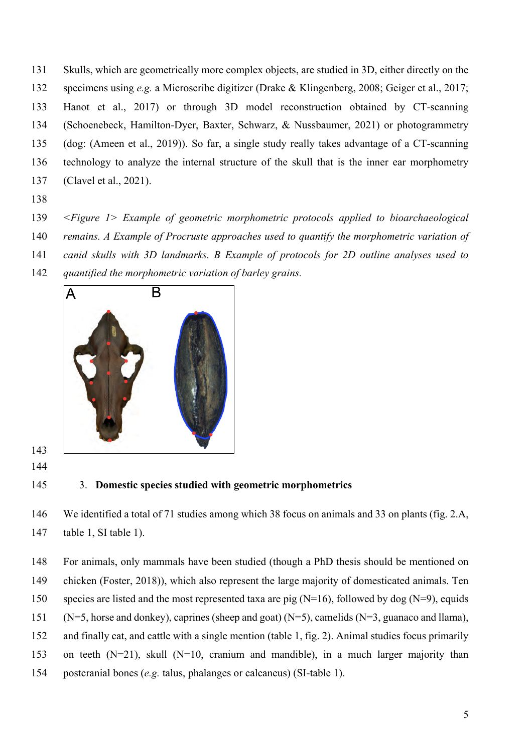Skulls, which are geometrically more complex objects, are studied in 3D, either directly on the specimens using *e.g.* a Microscribe digitizer (Drake & Klingenberg, 2008; Geiger et al., 2017; Hanot et al., 2017) or through 3D model reconstruction obtained by CT-scanning (Schoenebeck, Hamilton-Dyer, Baxter, Schwarz, & Nussbaumer, 2021) or photogrammetry (dog: (Ameen et al., 2019)). So far, a single study really takes advantage of a CT-scanning technology to analyze the internal structure of the skull that is the inner ear morphometry (Clavel et al., 2021).

*<Figure 1> Example of geometric morphometric protocols applied to bioarchaeological remains. A Example of Procruste approaches used to quantify the morphometric variation of canid skulls with 3D landmarks. B Example of protocols for 2D outline analyses used to quantified the morphometric variation of barley grains.*

## 3. Domestic species studied with geometric morphometrics

We identified a total of 71 studies among which 38 focus on animals and 33 on plants (fig. 2.A, table 1, SI table 1).

For animals, only mammals have been studied (though a PhD thesis should be mentioned on chicken (Foster, 2018)), which also represent the large majority of domesticated animals. Ten species are listed and the most represented taxa are pig (N=16), followed by dog (N=9), equids (N=5, horse and donkey), caprines (sheep and goat) (N=5), camelids (N=3, guanaco and llama), and finally cat, and cattle with a single mention (table 1, fig. 2). Animal studies focus primarily on teeth (N=21), skull (N=10, cranium and mandible), in a much larger majority than postcranial bones (*e.g.* talus, phalanges or calcaneus) (SI-table 1).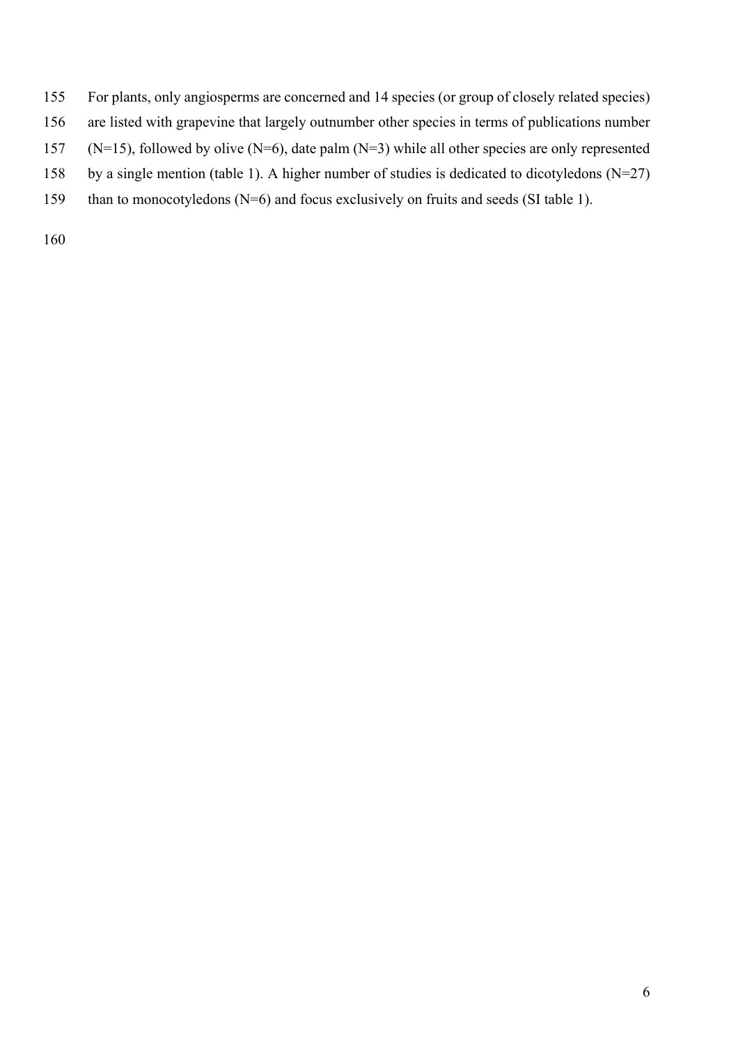For plants, only angiosperms are concerned and 14 species (or group of closely related species) are listed with grapevine that largely outnumber other species in terms of publications number (N=15), followed by olive (N=6), date palm (N=3) while all other species are only represented by a single mention (table 1). A higher number of studies is dedicated to dicotyledons (N=27) than to monocotyledons (N=6) and focus exclusively on fruits and seeds (SI table 1).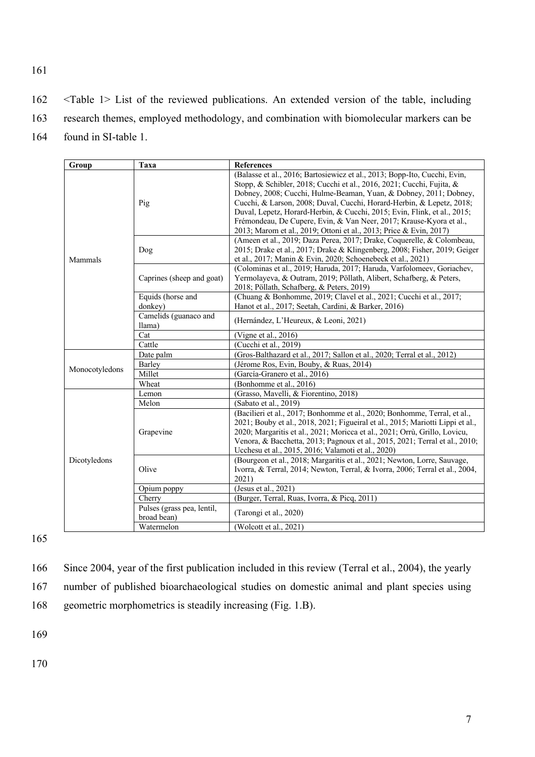<Table 1> List of the reviewed publications. An extended version of the table, including research themes, employed methodology, and combination with biomolecular markers can be found in SI-table 1.

| Group | Taxa | References |
|---|---|---|
| Mammals | Pig | (Balasse et al., 2016; Bartosiewicz et al., 2013; Bopp-Ito, Cucchi, Evin, Stopp, & Schibler, 2018; Cucchi et al., 2016, 2021; Cucchi, Fujita, & Dobney, 2008; Cucchi, Hulme-Beaman, Yuan, & Dobney, 2011; Dobney, Cucchi, & Larson, 2008; Duval, Cucchi, Horard-Herbin, & Lepetz, 2018; Duval, Lepetz, Horard-Herbin, & Cucchi, 2015; Evin, Flink, et al., 2015; Frémondeau, De Cupere, Evin, & Van Neer, 2017; Krause-Kyora et al., 2013; Marom et al., 2019; Ottoni et al., 2013; Price & Evin, 2017) |
| | Dog | (Ameen et al., 2019; Daza Perea, 2017; Drake, Coquerelle, & Colombeau, 2015; Drake et al., 2017; Drake & Klingenberg, 2008; Fisher, 2019; Geiger et al., 2017; Manin & Evin, 2020; Schoenebeck et al., 2021) |
| | Caprines (sheep and goat) | (Colominas et al., 2019; Haruda, 2017; Haruda, Varfolomeev, Goriachev, Yermolayeva, & Outram, 2019; Pöllath, Alibert, Schafberg, & Peters, 2018; Pöllath, Schafberg, & Peters, 2019) |
| | Equids (horse and donkey) | (Chuang & Bonhomme, 2019; Clavel et al., 2021; Cucchi et al., 2017; Hanot et al., 2017; Seetah, Cardini, & Barker, 2016) |
| | Camelids (guanaco and llama) | (Hernández, L'Heureux, & Leoni, 2021) |
| | Cat | (Vigne et al., 2016) |
| | Cattle | (Cucchi et al., 2019) |
| Monocotyledons | Date palm | (Gros-Balthazard et al., 2017; Sallon et al., 2020; Terral et al., 2012) |
| | Barley | (Jérome Ros, Evin, Bouby, & Ruas, 2014) |
| | Millet | (García-Granero et al., 2016) |
| | Wheat | (Bonhomme et al., 2016) |
| Dicotyledons | Lemon | (Grasso, Mavelli, & Fiorentino, 2018) |
| | Melon | (Sabato et al., 2019) |
| | Grapevine | (Bacilieri et al., 2017; Bonhomme et al., 2020; Bonhomme, Terral, et al., 2021; Bouby et al., 2018, 2021; Figueiral et al., 2015; Mariotti Lippi et al., 2020; Margaritis et al., 2021; Moricca et al., 2021; Orrù, Grillo, Lovicu, Venora, & Bacchetta, 2013; Pagnoux et al., 2015, 2021; Terral et al., 2010; Ucchesu et al., 2015, 2016; Valamoti et al., 2020) |
| | Olive | (Bourgeon et al., 2018; Margaritis et al., 2021; Newton, Lorre, Sauvage, Ivorra, & Terral, 2014; Newton, Terral, & Ivorra, 2006; Terral et al., 2004, 2021) |
| | Opium poppy | (Jesus et al., 2021) |
| | Cherry | (Burger, Terral, Ruas, Ivorra, & Picq, 2011) |
| | Pulses (grass pea, lentil, broad bean) | (Tarongi et al., 2020) |
| | Watermelon | (Wolcott et al., 2021) |

Since 2004, year of the first publication included in this review (Terral et al., 2004), the yearly number of published bioarchaeological studies on domestic animal and plant species using geometric morphometrics is steadily increasing (Fig. 1.B).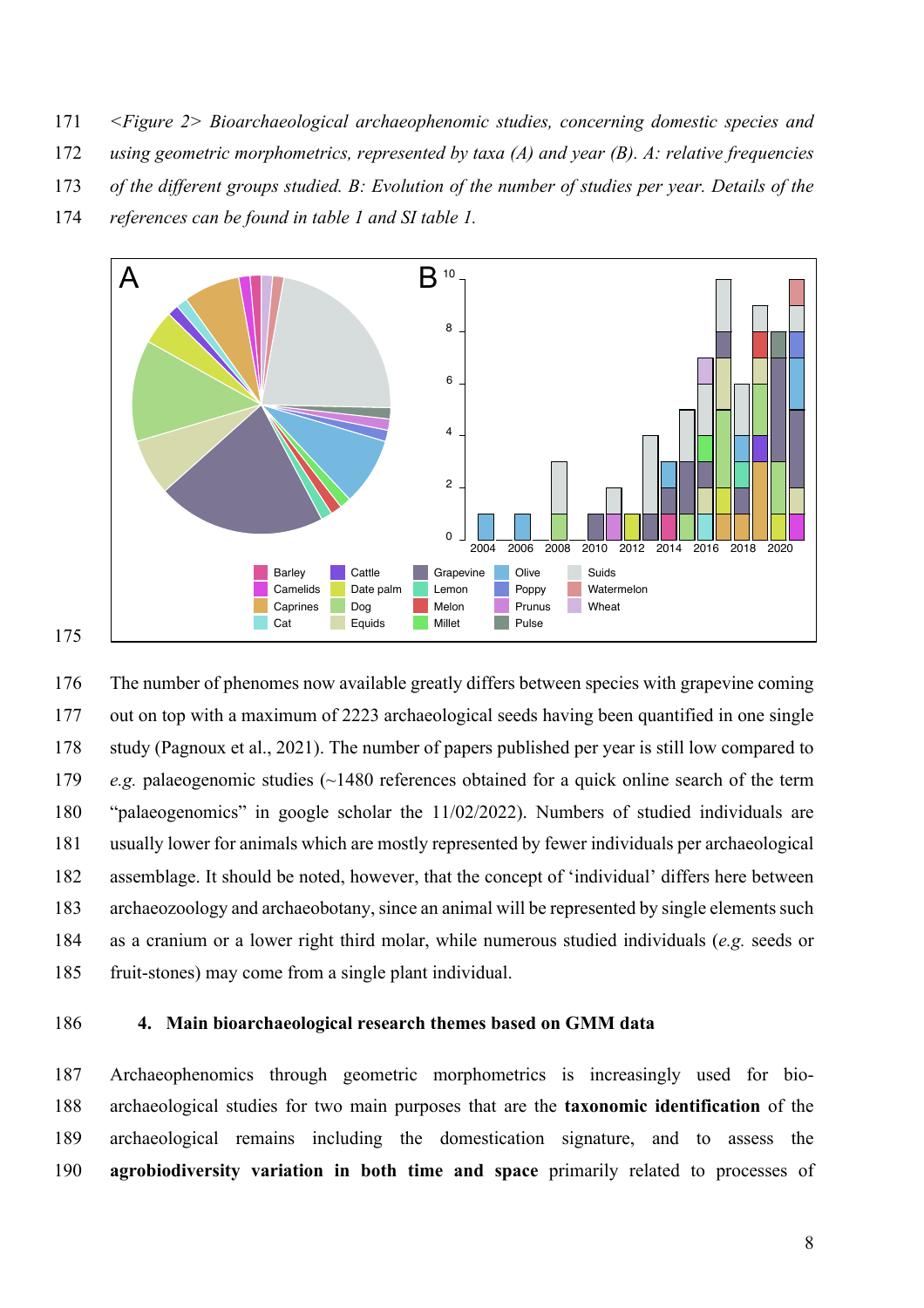*<Figure 2> Bioarchaeological archaeophenomic studies, concerning domestic species and using geometric morphometrics, represented by taxa (A) and year (B). A: relative frequencies of the different groups studied. B: Evolution of the number of studies per year. Details of the references can be found in table 1 and SI table 1.*

The number of phenomes now available greatly differs between species with grapevine coming out on top with a maximum of 2223 archaeological seeds having been quantified in one single study (Pagnoux et al., 2021). The number of papers published per year is still low compared to *e.g.* palaeogenomic studies (~1480 references obtained for a quick online search of the term "palaeogenomics" in google scholar the 11/02/2022). Numbers of studied individuals are usually lower for animals which are mostly represented by fewer individuals per archaeological assemblage. It should be noted, however, that the concept of 'individual' differs here between archaeozoology and archaeobotany, since an animal will be represented by single elements such as a cranium or a lower right third molar, while numerous studied individuals (*e.g.* seeds or fruit-stones) may come from a single plant individual.

## 4. Main bioarchaeological research themes based on GMM data

Archaeophenomics through geometric morphometrics is increasingly used for bio-archaeological studies for two main purposes that are the **taxonomic identification** of the archaeological remains including the domestication signature, and to assess the **agrobiodiversity variation in both time and space** primarily related to processes of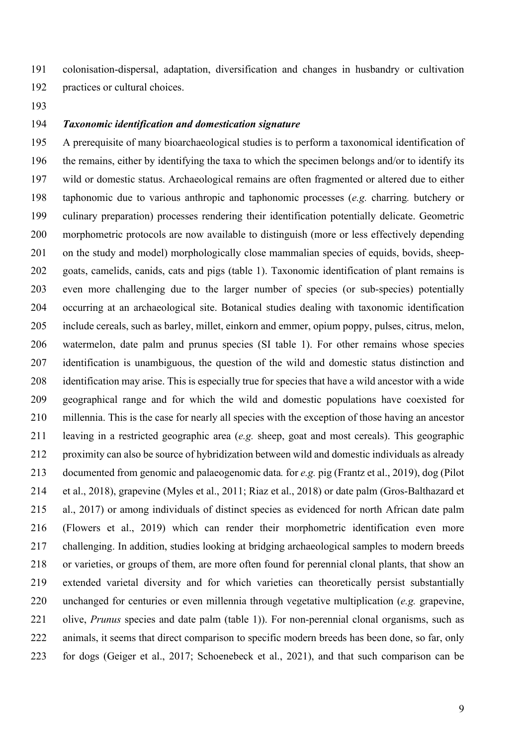colonisation-dispersal, adaptation, diversification and changes in husbandry or cultivation practices or cultural choices.

### *Taxonomic identification and domestication signature*

A prerequisite of many bioarchaeological studies is to perform a taxonomical identification of the remains, either by identifying the taxa to which the specimen belongs and/or to identify its wild or domestic status. Archaeological remains are often fragmented or altered due to either taphonomic due to various anthropic and taphonomic processes (*e.g.* charring*.* butchery or culinary preparation) processes rendering their identification potentially delicate. Geometric morphometric protocols are now available to distinguish (more or less effectively depending on the study and model) morphologically close mammalian species of equids, bovids, sheep-goats, camelids, canids, cats and pigs (table 1). Taxonomic identification of plant remains is even more challenging due to the larger number of species (or sub-species) potentially occurring at an archaeological site. Botanical studies dealing with taxonomic identification include cereals, such as barley, millet, einkorn and emmer, opium poppy, pulses, citrus, melon, watermelon, date palm and prunus species (SI table 1). For other remains whose species identification is unambiguous, the question of the wild and domestic status distinction and identification may arise. This is especially true for species that have a wild ancestor with a wide geographical range and for which the wild and domestic populations have coexisted for millennia. This is the case for nearly all species with the exception of those having an ancestor leaving in a restricted geographic area (*e.g.* sheep, goat and most cereals). This geographic proximity can also be source of hybridization between wild and domestic individuals as already documented from genomic and palaeogenomic data*.* for *e.g.* pig (Frantz et al., 2019), dog (Pilot et al., 2018), grapevine (Myles et al., 2011; Riaz et al., 2018) or date palm (Gros-Balthazard et al., 2017) or among individuals of distinct species as evidenced for north African date palm (Flowers et al., 2019) which can render their morphometric identification even more challenging. In addition, studies looking at bridging archaeological samples to modern breeds or varieties, or groups of them, are more often found for perennial clonal plants, that show an extended varietal diversity and for which varieties can theoretically persist substantially unchanged for centuries or even millennia through vegetative multiplication (*e.g.* grapevine, olive, *Prunus* species and date palm (table 1)). For non-perennial clonal organisms, such as animals, it seems that direct comparison to specific modern breeds has been done, so far, only for dogs (Geiger et al., 2017; Schoenebeck et al., 2021), and that such comparison can be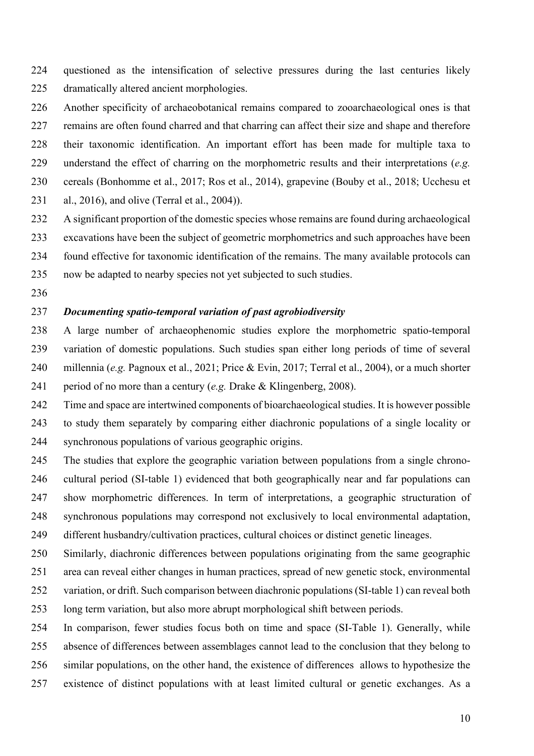questioned as the intensification of selective pressures during the last centuries likely dramatically altered ancient morphologies.

Another specificity of archaeobotanical remains compared to zooarchaeological ones is that remains are often found charred and that charring can affect their size and shape and therefore their taxonomic identification. An important effort has been made for multiple taxa to understand the effect of charring on the morphometric results and their interpretations (*e.g.* cereals (Bonhomme et al., 2017; Ros et al., 2014), grapevine (Bouby et al., 2018; Ucchesu et al., 2016), and olive (Terral et al., 2004)).

A significant proportion of the domestic species whose remains are found during archaeological excavations have been the subject of geometric morphometrics and such approaches have been found effective for taxonomic identification of the remains. The many available protocols can now be adapted to nearby species not yet subjected to such studies.

### *Documenting spatio-temporal variation of past agrobiodiversity*

A large number of archaeophenomic studies explore the morphometric spatio-temporal variation of domestic populations. Such studies span either long periods of time of several millennia (*e.g.* Pagnoux et al., 2021; Price & Evin, 2017; Terral et al., 2004), or a much shorter period of no more than a century (*e.g.* Drake & Klingenberg, 2008).

Time and space are intertwined components of bioarchaeological studies. It is however possible to study them separately by comparing either diachronic populations of a single locality or synchronous populations of various geographic origins.

The studies that explore the geographic variation between populations from a single chrono-cultural period (SI-table 1) evidenced that both geographically near and far populations can show morphometric differences. In term of interpretations, a geographic structuration of synchronous populations may correspond not exclusively to local environmental adaptation, different husbandry/cultivation practices, cultural choices or distinct genetic lineages.

Similarly, diachronic differences between populations originating from the same geographic area can reveal either changes in human practices, spread of new genetic stock, environmental variation, or drift. Such comparison between diachronic populations (SI-table 1) can reveal both long term variation, but also more abrupt morphological shift between periods.

In comparison, fewer studies focus both on time and space (SI-Table 1). Generally, while absence of differences between assemblages cannot lead to the conclusion that they belong to similar populations, on the other hand, the existence of differences allows to hypothesize the existence of distinct populations with at least limited cultural or genetic exchanges. As a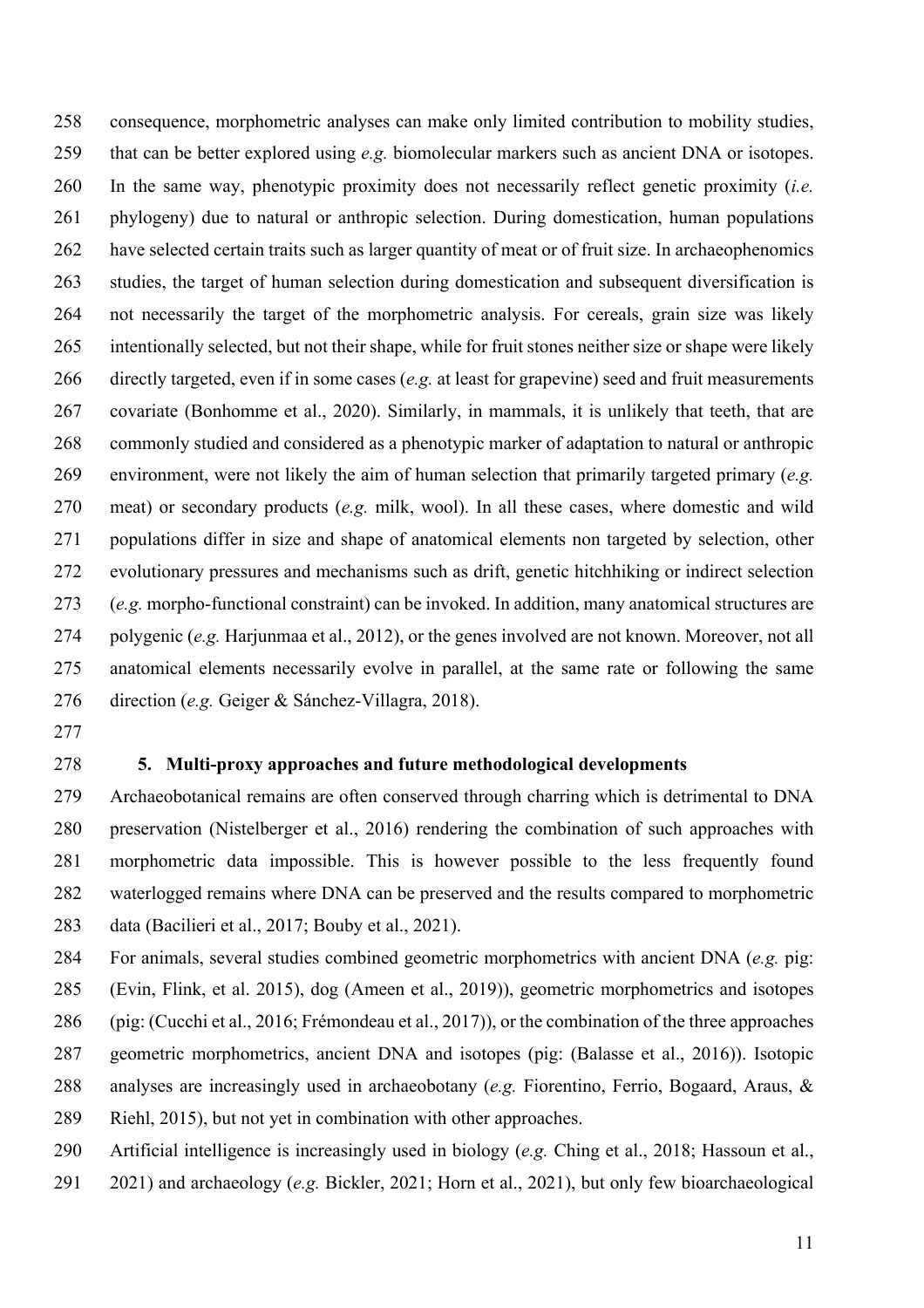consequence, morphometric analyses can make only limited contribution to mobility studies, that can be better explored using *e.g.* biomolecular markers such as ancient DNA or isotopes. In the same way, phenotypic proximity does not necessarily reflect genetic proximity (*i.e.* phylogeny) due to natural or anthropic selection. During domestication, human populations have selected certain traits such as larger quantity of meat or of fruit size. In archaeophenomics studies, the target of human selection during domestication and subsequent diversification is not necessarily the target of the morphometric analysis. For cereals, grain size was likely intentionally selected, but not their shape, while for fruit stones neither size or shape were likely directly targeted, even if in some cases (*e.g.* at least for grapevine) seed and fruit measurements covariate (Bonhomme et al., 2020). Similarly, in mammals, it is unlikely that teeth, that are commonly studied and considered as a phenotypic marker of adaptation to natural or anthropic environment, were not likely the aim of human selection that primarily targeted primary (*e.g.* meat) or secondary products (*e.g.* milk, wool). In all these cases, where domestic and wild populations differ in size and shape of anatomical elements non targeted by selection, other evolutionary pressures and mechanisms such as drift, genetic hitchhiking or indirect selection (*e.g.* morpho-functional constraint) can be invoked. In addition, many anatomical structures are polygenic (*e.g.* Harjunmaa et al., 2012), or the genes involved are not known. Moreover, not all anatomical elements necessarily evolve in parallel, at the same rate or following the same direction (*e.g.* Geiger & Sánchez-Villagra, 2018).

## 5. Multi-proxy approaches and future methodological developments

Archaeobotanical remains are often conserved through charring which is detrimental to DNA preservation (Nistelberger et al., 2016) rendering the combination of such approaches with morphometric data impossible. This is however possible to the less frequently found waterlogged remains where DNA can be preserved and the results compared to morphometric data (Bacilieri et al., 2017; Bouby et al., 2021).

For animals, several studies combined geometric morphometrics with ancient DNA (*e.g.* pig: (Evin, Flink, et al. 2015), dog (Ameen et al., 2019)), geometric morphometrics and isotopes (pig: (Cucchi et al., 2016; Frémondeau et al., 2017)), or the combination of the three approaches geometric morphometrics, ancient DNA and isotopes (pig: (Balasse et al., 2016)). Isotopic analyses are increasingly used in archaeobotany (*e.g.* Fiorentino, Ferrio, Bogaard, Araus, & Riehl, 2015), but not yet in combination with other approaches.

Artificial intelligence is increasingly used in biology (*e.g.* Ching et al., 2018; Hassoun et al., 2021) and archaeology (*e.g.* Bickler, 2021; Horn et al., 2021), but only few bioarchaeological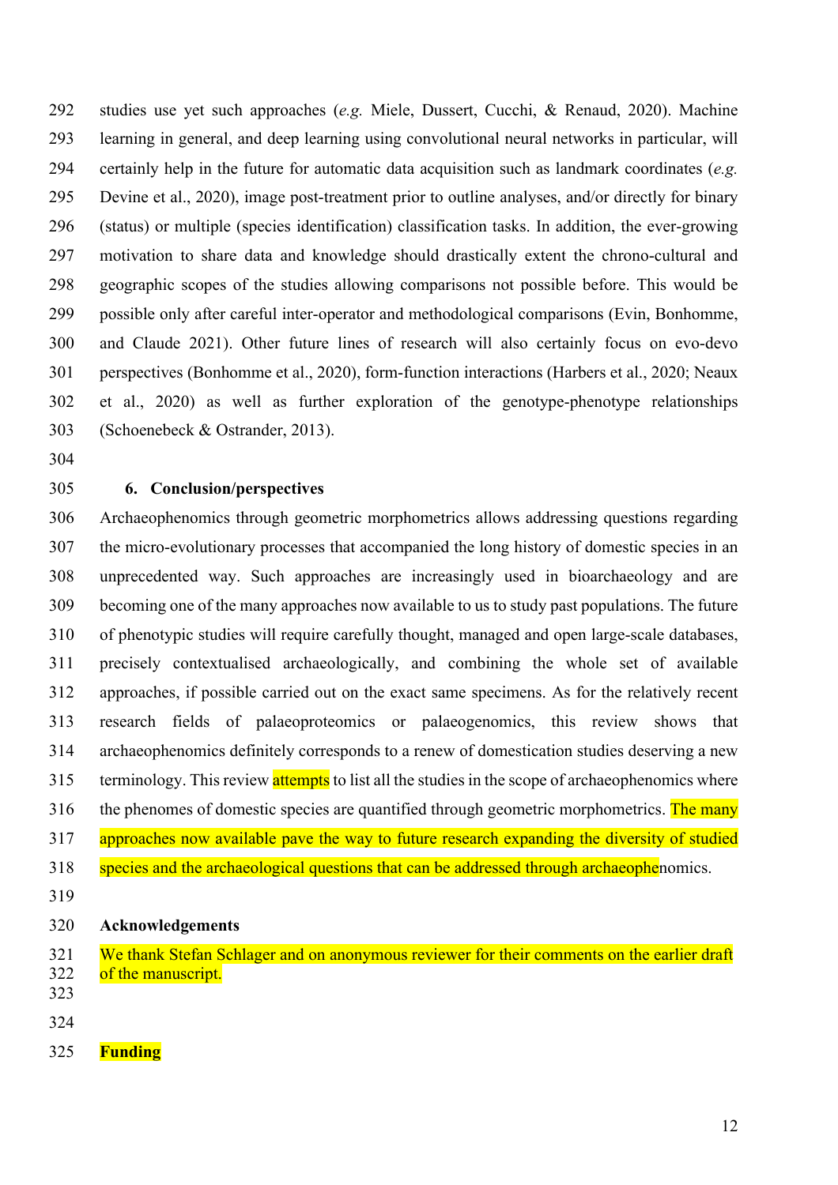studies use yet such approaches (*e.g.* Miele, Dussert, Cucchi, & Renaud, 2020). Machine learning in general, and deep learning using convolutional neural networks in particular, will certainly help in the future for automatic data acquisition such as landmark coordinates (*e.g.* Devine et al., 2020), image post-treatment prior to outline analyses, and/or directly for binary (status) or multiple (species identification) classification tasks. In addition, the ever-growing motivation to share data and knowledge should drastically extent the chrono-cultural and geographic scopes of the studies allowing comparisons not possible before. This would be possible only after careful inter-operator and methodological comparisons (Evin, Bonhomme, and Claude 2021). Other future lines of research will also certainly focus on evo-devo perspectives (Bonhomme et al., 2020), form-function interactions (Harbers et al., 2020; Neaux et al., 2020) as well as further exploration of the genotype-phenotype relationships (Schoenebeck & Ostrander, 2013).

## 6. Conclusion/perspectives

Archaeophenomics through geometric morphometrics allows addressing questions regarding the micro-evolutionary processes that accompanied the long history of domestic species in an unprecedented way. Such approaches are increasingly used in bioarchaeology and are becoming one of the many approaches now available to us to study past populations. The future of phenotypic studies will require carefully thought, managed and open large-scale databases, precisely contextualised archaeologically, and combining the whole set of available approaches, if possible carried out on the exact same specimens. As for the relatively recent research fields of palaeoproteomics or palaeogenomics, this review shows that archaeophenomics definitely corresponds to a renew of domestication studies deserving a new terminology. This review attempts to list all the studies in the scope of archaeophenomics where the phenomes of domestic species are quantified through geometric morphometrics. The many approaches now available pave the way to future research expanding the diversity of studied species and the archaeological questions that can be addressed through archaeophenomics.

## Acknowledgements

We thank Stefan Schlager and on anonymous reviewer for their comments on the earlier draft of the manuscript.

## Funding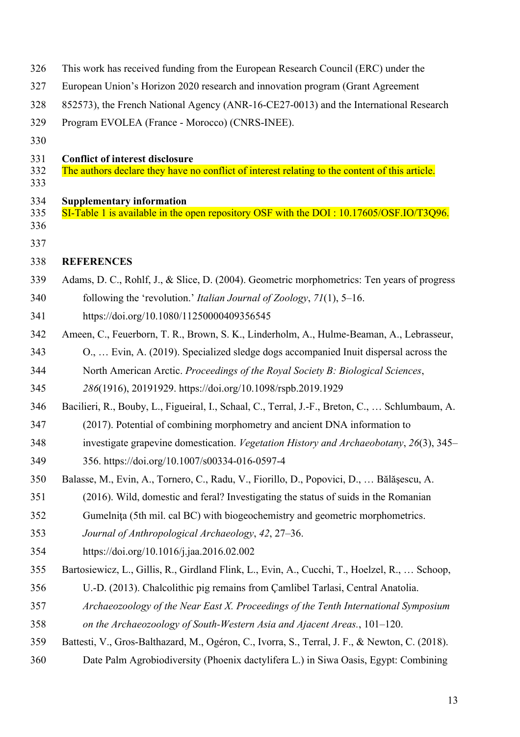This work has received funding from the European Research Council (ERC) under the European Union's Horizon 2020 research and innovation program (Grant Agreement 852573), the French National Agency (ANR-16-CE27-0013) and the International Research Program EVOLEA (France - Morocco) (CNRS-INEE).

**Conflict of interest disclosure**

The authors declare they have no conflict of interest relating to the content of this article.

**Supplementary information**

SI-Table 1 is available in the open repository OSF with the DOI : 10.17605/OSF.IO/T3Q96.

**REFERENCES**

Adams, D. C., Rohlf, J., & Slice, D. (2004). Geometric morphometrics: Ten years of progress following the 'revolution.' *Italian Journal of Zoology*, *71*(1), 5–16. https://doi.org/10.1080/11250000409356545

Ameen, C., Feuerborn, T. R., Brown, S. K., Linderholm, A., Hulme-Beaman, A., Lebrasseur, O., … Evin, A. (2019). Specialized sledge dogs accompanied Inuit dispersal across the North American Arctic. *Proceedings of the Royal Society B: Biological Sciences*, *286*(1916), 20191929. https://doi.org/10.1098/rspb.2019.1929

Bacilieri, R., Bouby, L., Figueiral, I., Schaal, C., Terral, J.-F., Breton, C., … Schlumbaum, A. (2017). Potential of combining morphometry and ancient DNA information to investigate grapevine domestication. *Vegetation History and Archaeobotany*, *26*(3), 345–356. https://doi.org/10.1007/s00334-016-0597-4

Balasse, M., Evin, A., Tornero, C., Radu, V., Fiorillo, D., Popovici, D., … Bălăşescu, A. (2016). Wild, domestic and feral? Investigating the status of suids in the Romanian Gumelniţa (5th mil. cal BC) with biogeochemistry and geometric morphometrics. *Journal of Anthropological Archaeology*, *42*, 27–36. https://doi.org/10.1016/j.jaa.2016.02.002

Bartosiewicz, L., Gillis, R., Girdland Flink, L., Evin, A., Cucchi, T., Hoelzel, R., … Schoop, U.-D. (2013). Chalcolithic pig remains from Çamlibel Tarlasi, Central Anatolia. *Archaeozoology of the Near East X. Proceedings of the Tenth International Symposium on the Archaeozoology of South-Western Asia and Ajacent Areas.*, 101–120.

Battesti, V., Gros-Balthazard, M., Ogéron, C., Ivorra, S., Terral, J. F., & Newton, C. (2018). Date Palm Agrobiodiversity (Phoenix dactylifera L.) in Siwa Oasis, Egypt: Combining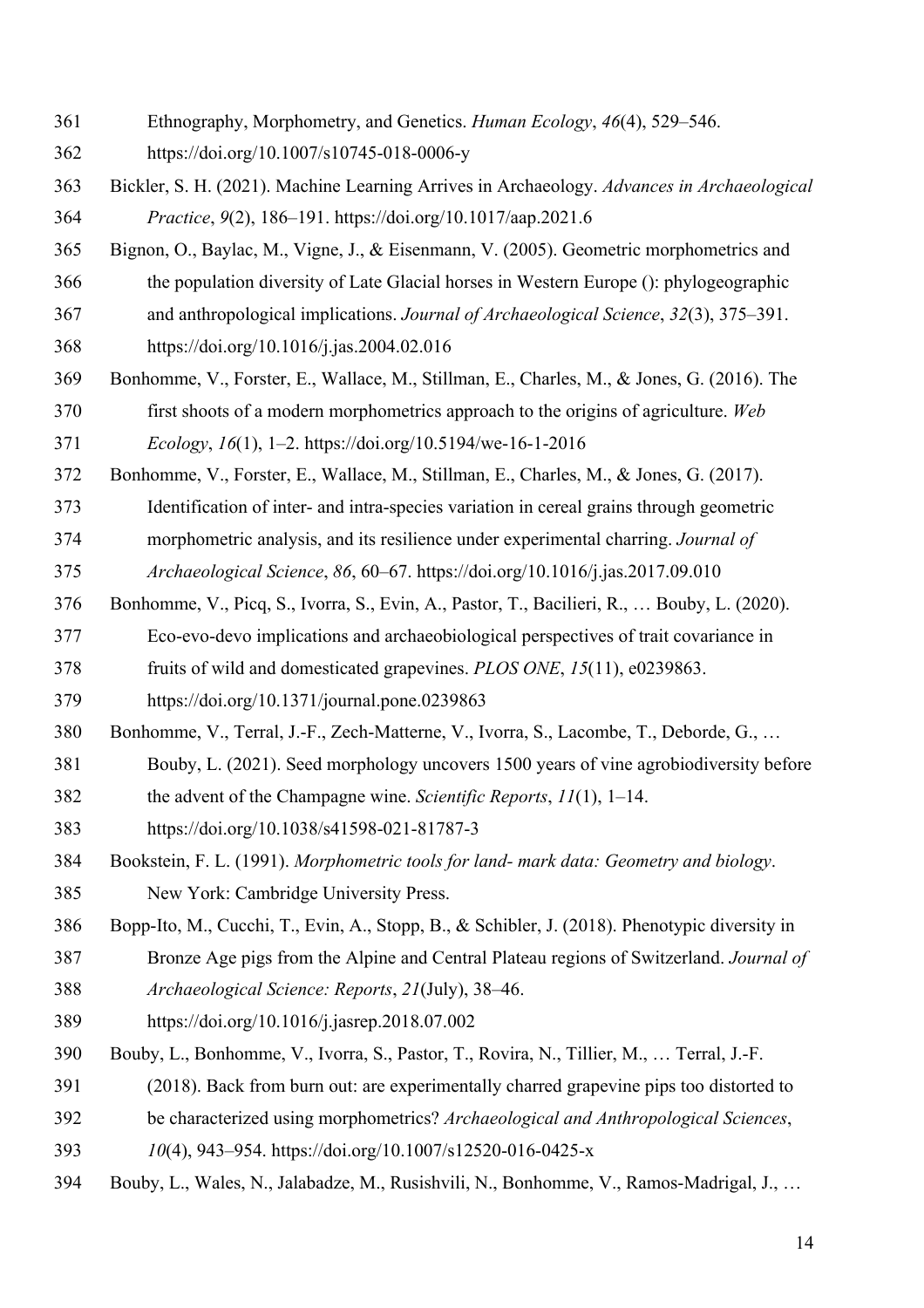Ethnography, Morphometry, and Genetics. *Human Ecology*, *46*(4), 529–546. https://doi.org/10.1007/s10745-018-0006-y

Bickler, S. H. (2021). Machine Learning Arrives in Archaeology. *Advances in Archaeological Practice*, *9*(2), 186–191. https://doi.org/10.1017/aap.2021.6

Bignon, O., Baylac, M., Vigne, J., & Eisenmann, V. (2005). Geometric morphometrics and the population diversity of Late Glacial horses in Western Europe (): phylogeographic and anthropological implications. *Journal of Archaeological Science*, *32*(3), 375–391. https://doi.org/10.1016/j.jas.2004.02.016

Bonhomme, V., Forster, E., Wallace, M., Stillman, E., Charles, M., & Jones, G. (2016). The first shoots of a modern morphometrics approach to the origins of agriculture. *Web Ecology*, *16*(1), 1–2. https://doi.org/10.5194/we-16-1-2016

Bonhomme, V., Forster, E., Wallace, M., Stillman, E., Charles, M., & Jones, G. (2017). Identification of inter- and intra-species variation in cereal grains through geometric morphometric analysis, and its resilience under experimental charring. *Journal of Archaeological Science*, *86*, 60–67. https://doi.org/10.1016/j.jas.2017.09.010

Bonhomme, V., Picq, S., Ivorra, S., Evin, A., Pastor, T., Bacilieri, R., … Bouby, L. (2020). Eco-evo-devo implications and archaeobiological perspectives of trait covariance in fruits of wild and domesticated grapevines. *PLOS ONE*, *15*(11), e0239863. https://doi.org/10.1371/journal.pone.0239863

Bonhomme, V., Terral, J.-F., Zech-Matterne, V., Ivorra, S., Lacombe, T., Deborde, G., … Bouby, L. (2021). Seed morphology uncovers 1500 years of vine agrobiodiversity before the advent of the Champagne wine. *Scientific Reports*, *11*(1), 1–14. https://doi.org/10.1038/s41598-021-81787-3

Bookstein, F. L. (1991). *Morphometric tools for land- mark data: Geometry and biology*. New York: Cambridge University Press.

Bopp-Ito, M., Cucchi, T., Evin, A., Stopp, B., & Schibler, J. (2018). Phenotypic diversity in Bronze Age pigs from the Alpine and Central Plateau regions of Switzerland. *Journal of Archaeological Science: Reports*, *21*(July), 38–46. https://doi.org/10.1016/j.jasrep.2018.07.002

Bouby, L., Bonhomme, V., Ivorra, S., Pastor, T., Rovira, N., Tillier, M., … Terral, J.-F. (2018). Back from burn out: are experimentally charred grapevine pips too distorted to be characterized using morphometrics? *Archaeological and Anthropological Sciences*, *10*(4), 943–954. https://doi.org/10.1007/s12520-016-0425-x

Bouby, L., Wales, N., Jalabadze, M., Rusishvili, N., Bonhomme, V., Ramos-Madrigal, J., …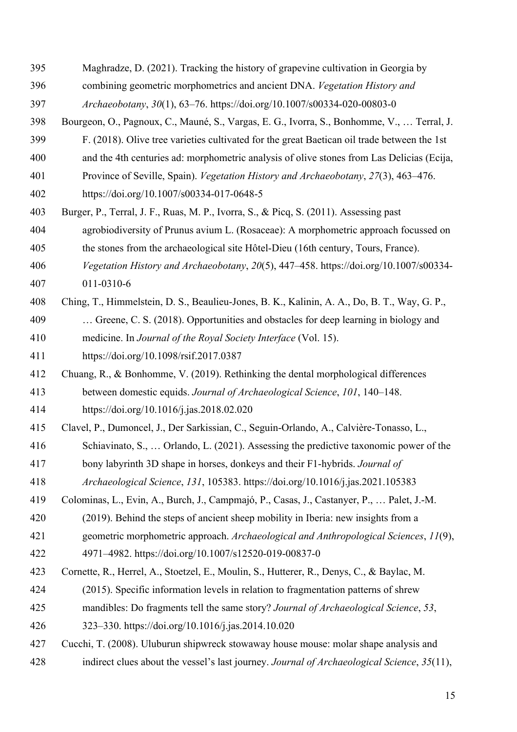Maghradze, D. (2021). Tracking the history of grapevine cultivation in Georgia by combining geometric morphometrics and ancient DNA. *Vegetation History and Archaeobotany*, *30*(1), 63–76. https://doi.org/10.1007/s00334-020-00803-0

Bourgeon, O., Pagnoux, C., Mauné, S., Vargas, E. G., Ivorra, S., Bonhomme, V., … Terral, J. F. (2018). Olive tree varieties cultivated for the great Baetican oil trade between the 1st and the 4th centuries ad: morphometric analysis of olive stones from Las Delicias (Ecija, Province of Seville, Spain). *Vegetation History and Archaeobotany*, *27*(3), 463–476. https://doi.org/10.1007/s00334-017-0648-5

Burger, P., Terral, J. F., Ruas, M. P., Ivorra, S., & Picq, S. (2011). Assessing past agrobiodiversity of Prunus avium L. (Rosaceae): A morphometric approach focussed on the stones from the archaeological site Hôtel-Dieu (16th century, Tours, France). *Vegetation History and Archaeobotany*, *20*(5), 447–458. https://doi.org/10.1007/s00334-011-0310-6

Ching, T., Himmelstein, D. S., Beaulieu-Jones, B. K., Kalinin, A. A., Do, B. T., Way, G. P., … Greene, C. S. (2018). Opportunities and obstacles for deep learning in biology and medicine. In *Journal of the Royal Society Interface* (Vol. 15). https://doi.org/10.1098/rsif.2017.0387

Chuang, R., & Bonhomme, V. (2019). Rethinking the dental morphological differences between domestic equids. *Journal of Archaeological Science*, *101*, 140–148. https://doi.org/10.1016/j.jas.2018.02.020

Clavel, P., Dumoncel, J., Der Sarkissian, C., Seguin-Orlando, A., Calvière-Tonasso, L., Schiavinato, S., … Orlando, L. (2021). Assessing the predictive taxonomic power of the bony labyrinth 3D shape in horses, donkeys and their F1-hybrids. *Journal of Archaeological Science*, *131*, 105383. https://doi.org/10.1016/j.jas.2021.105383

Colominas, L., Evin, A., Burch, J., Campmajó, P., Casas, J., Castanyer, P., … Palet, J.-M. (2019). Behind the steps of ancient sheep mobility in Iberia: new insights from a geometric morphometric approach. *Archaeological and Anthropological Sciences*, *11*(9), 4971–4982. https://doi.org/10.1007/s12520-019-00837-0

Cornette, R., Herrel, A., Stoetzel, E., Moulin, S., Hutterer, R., Denys, C., & Baylac, M. (2015). Specific information levels in relation to fragmentation patterns of shrew mandibles: Do fragments tell the same story? *Journal of Archaeological Science*, *53*, 323–330. https://doi.org/10.1016/j.jas.2014.10.020

Cucchi, T. (2008). Uluburun shipwreck stowaway house mouse: molar shape analysis and indirect clues about the vessel's last journey. *Journal of Archaeological Science*, *35*(11),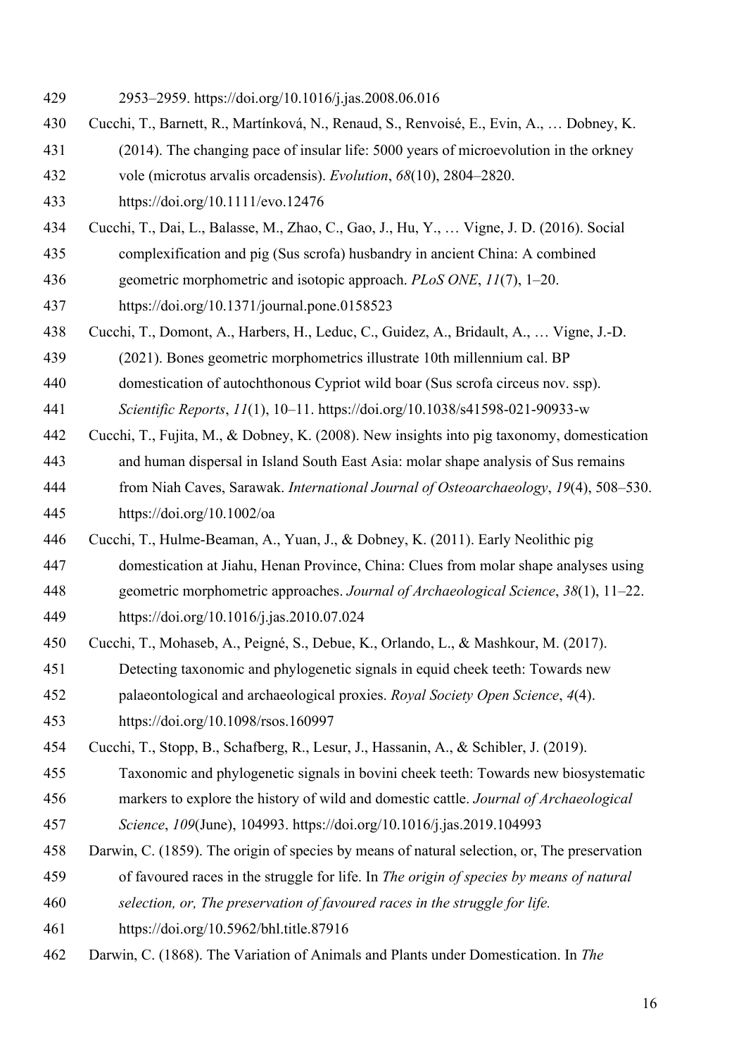2953–2959. https://doi.org/10.1016/j.jas.2008.06.016

Cucchi, T., Barnett, R., Martínková, N., Renaud, S., Renvoisé, E., Evin, A., … Dobney, K. (2014). The changing pace of insular life: 5000 years of microevolution in the orkney vole (microtus arvalis orcadensis). *Evolution*, *68*(10), 2804–2820. https://doi.org/10.1111/evo.12476

Cucchi, T., Dai, L., Balasse, M., Zhao, C., Gao, J., Hu, Y., … Vigne, J. D. (2016). Social complexification and pig (Sus scrofa) husbandry in ancient China: A combined geometric morphometric and isotopic approach. *PLoS ONE*, *11*(7), 1–20. https://doi.org/10.1371/journal.pone.0158523

Cucchi, T., Domont, A., Harbers, H., Leduc, C., Guidez, A., Bridault, A., … Vigne, J.-D. (2021). Bones geometric morphometrics illustrate 10th millennium cal. BP domestication of autochthonous Cypriot wild boar (Sus scrofa circeus nov. ssp). *Scientific Reports*, *11*(1), 10–11. https://doi.org/10.1038/s41598-021-90933-w

Cucchi, T., Fujita, M., & Dobney, K. (2008). New insights into pig taxonomy, domestication and human dispersal in Island South East Asia: molar shape analysis of Sus remains from Niah Caves, Sarawak. *International Journal of Osteoarchaeology*, *19*(4), 508–530. https://doi.org/10.1002/oa

Cucchi, T., Hulme-Beaman, A., Yuan, J., & Dobney, K. (2011). Early Neolithic pig domestication at Jiahu, Henan Province, China: Clues from molar shape analyses using geometric morphometric approaches. *Journal of Archaeological Science*, *38*(1), 11–22. https://doi.org/10.1016/j.jas.2010.07.024

Cucchi, T., Mohaseb, A., Peigné, S., Debue, K., Orlando, L., & Mashkour, M. (2017). Detecting taxonomic and phylogenetic signals in equid cheek teeth: Towards new palaeontological and archaeological proxies. *Royal Society Open Science*, *4*(4). https://doi.org/10.1098/rsos.160997

Cucchi, T., Stopp, B., Schafberg, R., Lesur, J., Hassanin, A., & Schibler, J. (2019). Taxonomic and phylogenetic signals in bovini cheek teeth: Towards new biosystematic markers to explore the history of wild and domestic cattle. *Journal of Archaeological Science*, *109*(June), 104993. https://doi.org/10.1016/j.jas.2019.104993

Darwin, C. (1859). The origin of species by means of natural selection, or, The preservation of favoured races in the struggle for life. In *The origin of species by means of natural selection, or, The preservation of favoured races in the struggle for life.* https://doi.org/10.5962/bhl.title.87916

Darwin, C. (1868). The Variation of Animals and Plants under Domestication. In *The*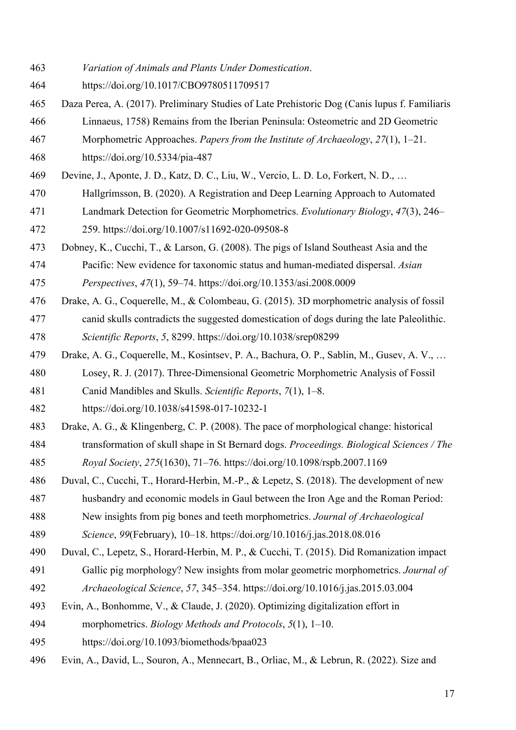*Variation of Animals and Plants Under Domestication*. https://doi.org/10.1017/CBO9780511709517

Daza Perea, A. (2017). Preliminary Studies of Late Prehistoric Dog (Canis lupus f. Familiaris Linnaeus, 1758) Remains from the Iberian Peninsula: Osteometric and 2D Geometric Morphometric Approaches. *Papers from the Institute of Archaeology*, *27*(1), 1–21. https://doi.org/10.5334/pia-487

Devine, J., Aponte, J. D., Katz, D. C., Liu, W., Vercio, L. D. Lo, Forkert, N. D., … Hallgrímsson, B. (2020). A Registration and Deep Learning Approach to Automated Landmark Detection for Geometric Morphometrics. *Evolutionary Biology*, *47*(3), 246–259. https://doi.org/10.1007/s11692-020-09508-8

Dobney, K., Cucchi, T., & Larson, G. (2008). The pigs of Island Southeast Asia and the Pacific: New evidence for taxonomic status and human-mediated dispersal. *Asian Perspectives*, *47*(1), 59–74. https://doi.org/10.1353/asi.2008.0009

Drake, A. G., Coquerelle, M., & Colombeau, G. (2015). 3D morphometric analysis of fossil canid skulls contradicts the suggested domestication of dogs during the late Paleolithic. *Scientific Reports*, *5*, 8299. https://doi.org/10.1038/srep08299

Drake, A. G., Coquerelle, M., Kosintsev, P. A., Bachura, O. P., Sablin, M., Gusev, A. V., … Losey, R. J. (2017). Three-Dimensional Geometric Morphometric Analysis of Fossil Canid Mandibles and Skulls. *Scientific Reports*, *7*(1), 1–8. https://doi.org/10.1038/s41598-017-10232-1

Drake, A. G., & Klingenberg, C. P. (2008). The pace of morphological change: historical transformation of skull shape in St Bernard dogs. *Proceedings. Biological Sciences / The Royal Society*, *275*(1630), 71–76. https://doi.org/10.1098/rspb.2007.1169

Duval, C., Cucchi, T., Horard-Herbin, M.-P., & Lepetz, S. (2018). The development of new husbandry and economic models in Gaul between the Iron Age and the Roman Period: New insights from pig bones and teeth morphometrics. *Journal of Archaeological Science*, *99*(February), 10–18. https://doi.org/10.1016/j.jas.2018.08.016

Duval, C., Lepetz, S., Horard-Herbin, M. P., & Cucchi, T. (2015). Did Romanization impact Gallic pig morphology? New insights from molar geometric morphometrics. *Journal of Archaeological Science*, *57*, 345–354. https://doi.org/10.1016/j.jas.2015.03.004

Evin, A., Bonhomme, V., & Claude, J. (2020). Optimizing digitalization effort in morphometrics. *Biology Methods and Protocols*, *5*(1), 1–10. https://doi.org/10.1093/biomethods/bpaa023

Evin, A., David, L., Souron, A., Mennecart, B., Orliac, M., & Lebrun, R. (2022). Size and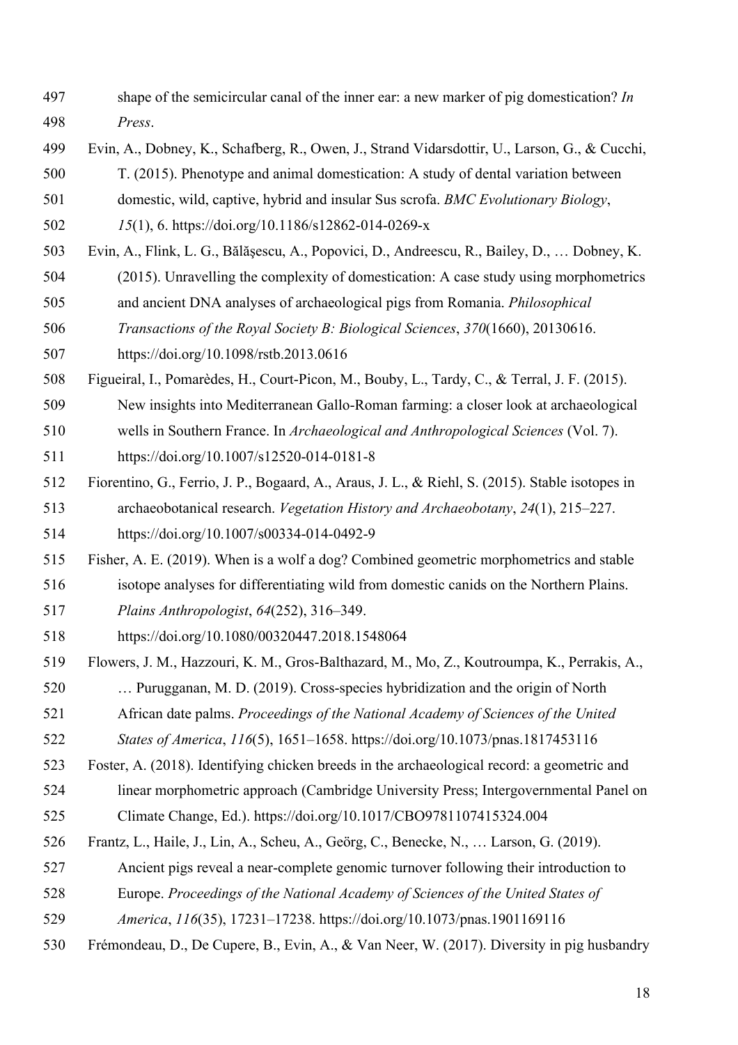shape of the semicircular canal of the inner ear: a new marker of pig domestication? *In Press*.

Evin, A., Dobney, K., Schafberg, R., Owen, J., Strand Vidarsdottir, U., Larson, G., & Cucchi, T. (2015). Phenotype and animal domestication: A study of dental variation between domestic, wild, captive, hybrid and insular Sus scrofa. *BMC Evolutionary Biology*, *15*(1), 6. https://doi.org/10.1186/s12862-014-0269-x

Evin, A., Flink, L. G., Bălăşescu, A., Popovici, D., Andreescu, R., Bailey, D., … Dobney, K. (2015). Unravelling the complexity of domestication: A case study using morphometrics and ancient DNA analyses of archaeological pigs from Romania. *Philosophical Transactions of the Royal Society B: Biological Sciences*, *370*(1660), 20130616. https://doi.org/10.1098/rstb.2013.0616

Figueiral, I., Pomarèdes, H., Court-Picon, M., Bouby, L., Tardy, C., & Terral, J. F. (2015). New insights into Mediterranean Gallo-Roman farming: a closer look at archaeological wells in Southern France. In *Archaeological and Anthropological Sciences* (Vol. 7). https://doi.org/10.1007/s12520-014-0181-8

Fiorentino, G., Ferrio, J. P., Bogaard, A., Araus, J. L., & Riehl, S. (2015). Stable isotopes in archaeobotanical research. *Vegetation History and Archaeobotany*, *24*(1), 215–227. https://doi.org/10.1007/s00334-014-0492-9

Fisher, A. E. (2019). When is a wolf a dog? Combined geometric morphometrics and stable isotope analyses for differentiating wild from domestic canids on the Northern Plains. *Plains Anthropologist*, *64*(252), 316–349. https://doi.org/10.1080/00320447.2018.1548064

Flowers, J. M., Hazzouri, K. M., Gros-Balthazard, M., Mo, Z., Koutroumpa, K., Perrakis, A., … Purugganan, M. D. (2019). Cross-species hybridization and the origin of North African date palms. *Proceedings of the National Academy of Sciences of the United States of America*, *116*(5), 1651–1658. https://doi.org/10.1073/pnas.1817453116

Foster, A. (2018). Identifying chicken breeds in the archaeological record: a geometric and linear morphometric approach (Cambridge University Press; Intergovernmental Panel on Climate Change, Ed.). https://doi.org/10.1017/CBO9781107415324.004

Frantz, L., Haile, J., Lin, A., Scheu, A., Geörg, C., Benecke, N., … Larson, G. (2019). Ancient pigs reveal a near-complete genomic turnover following their introduction to Europe. *Proceedings of the National Academy of Sciences of the United States of America*, *116*(35), 17231–17238. https://doi.org/10.1073/pnas.1901169116

Frémondeau, D., De Cupere, B., Evin, A., & Van Neer, W. (2017). Diversity in pig husbandry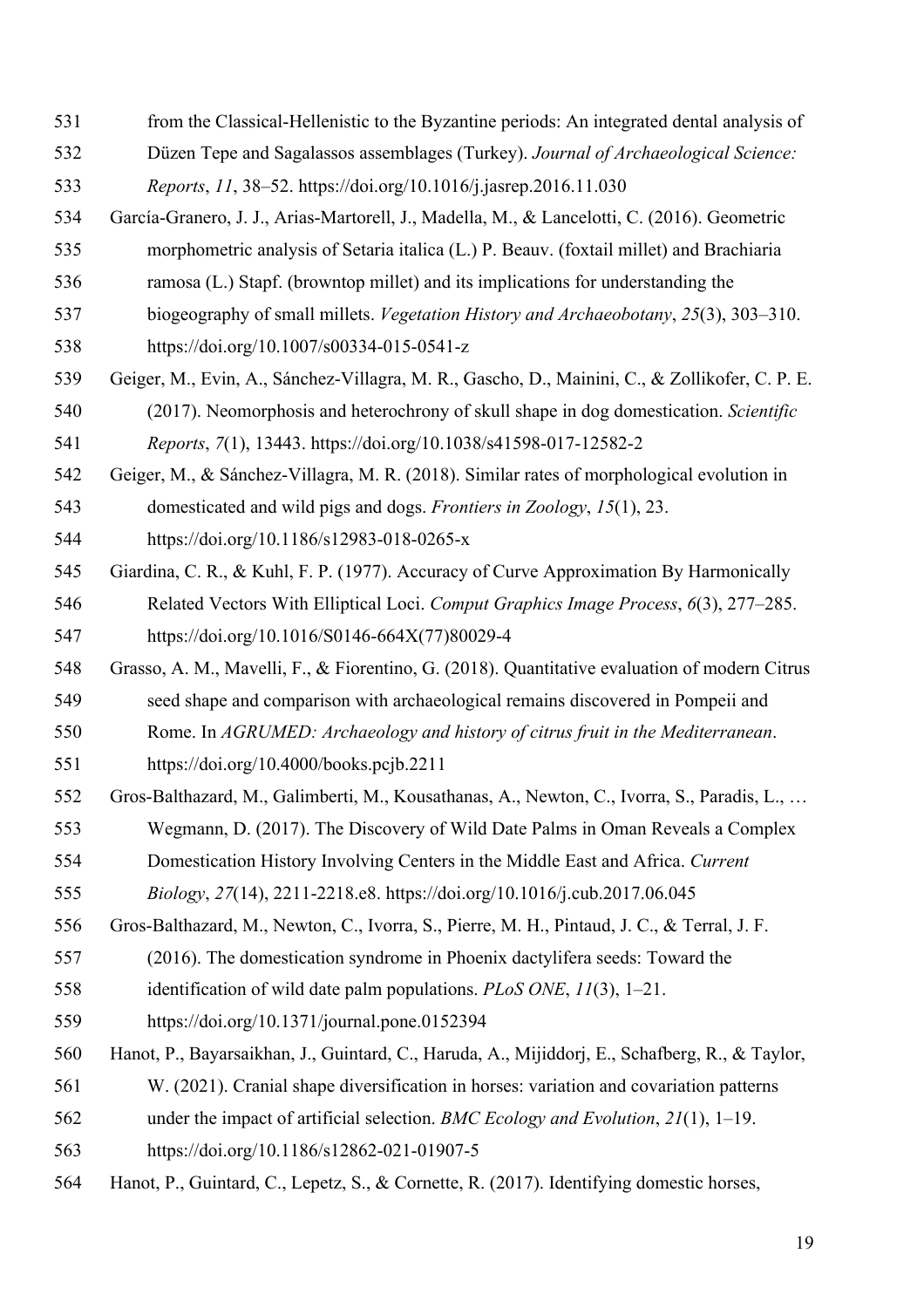from the Classical-Hellenistic to the Byzantine periods: An integrated dental analysis of Düzen Tepe and Sagalassos assemblages (Turkey). *Journal of Archaeological Science: Reports*, *11*, 38–52. https://doi.org/10.1016/j.jasrep.2016.11.030

García-Granero, J. J., Arias-Martorell, J., Madella, M., & Lancelotti, C. (2016). Geometric morphometric analysis of Setaria italica (L.) P. Beauv. (foxtail millet) and Brachiaria ramosa (L.) Stapf. (browntop millet) and its implications for understanding the biogeography of small millets. *Vegetation History and Archaeobotany*, *25*(3), 303–310. https://doi.org/10.1007/s00334-015-0541-z

Geiger, M., Evin, A., Sánchez-Villagra, M. R., Gascho, D., Mainini, C., & Zollikofer, C. P. E. (2017). Neomorphosis and heterochrony of skull shape in dog domestication. *Scientific Reports*, *7*(1), 13443. https://doi.org/10.1038/s41598-017-12582-2

Geiger, M., & Sánchez-Villagra, M. R. (2018). Similar rates of morphological evolution in domesticated and wild pigs and dogs. *Frontiers in Zoology*, *15*(1), 23. https://doi.org/10.1186/s12983-018-0265-x

Giardina, C. R., & Kuhl, F. P. (1977). Accuracy of Curve Approximation By Harmonically Related Vectors With Elliptical Loci. *Comput Graphics Image Process*, *6*(3), 277–285. https://doi.org/10.1016/S0146-664X(77)80029-4

Grasso, A. M., Mavelli, F., & Fiorentino, G. (2018). Quantitative evaluation of modern Citrus seed shape and comparison with archaeological remains discovered in Pompeii and Rome. In *AGRUMED: Archaeology and history of citrus fruit in the Mediterranean*. https://doi.org/10.4000/books.pcjb.2211

Gros-Balthazard, M., Galimberti, M., Kousathanas, A., Newton, C., Ivorra, S., Paradis, L., … Wegmann, D. (2017). The Discovery of Wild Date Palms in Oman Reveals a Complex Domestication History Involving Centers in the Middle East and Africa. *Current Biology*, *27*(14), 2211-2218.e8. https://doi.org/10.1016/j.cub.2017.06.045

Gros-Balthazard, M., Newton, C., Ivorra, S., Pierre, M. H., Pintaud, J. C., & Terral, J. F. (2016). The domestication syndrome in Phoenix dactylifera seeds: Toward the identification of wild date palm populations. *PLoS ONE*, *11*(3), 1–21. https://doi.org/10.1371/journal.pone.0152394

Hanot, P., Bayarsaikhan, J., Guintard, C., Haruda, A., Mijiddorj, E., Schafberg, R., & Taylor, W. (2021). Cranial shape diversification in horses: variation and covariation patterns under the impact of artificial selection. *BMC Ecology and Evolution*, *21*(1), 1–19. https://doi.org/10.1186/s12862-021-01907-5

Hanot, P., Guintard, C., Lepetz, S., & Cornette, R. (2017). Identifying domestic horses,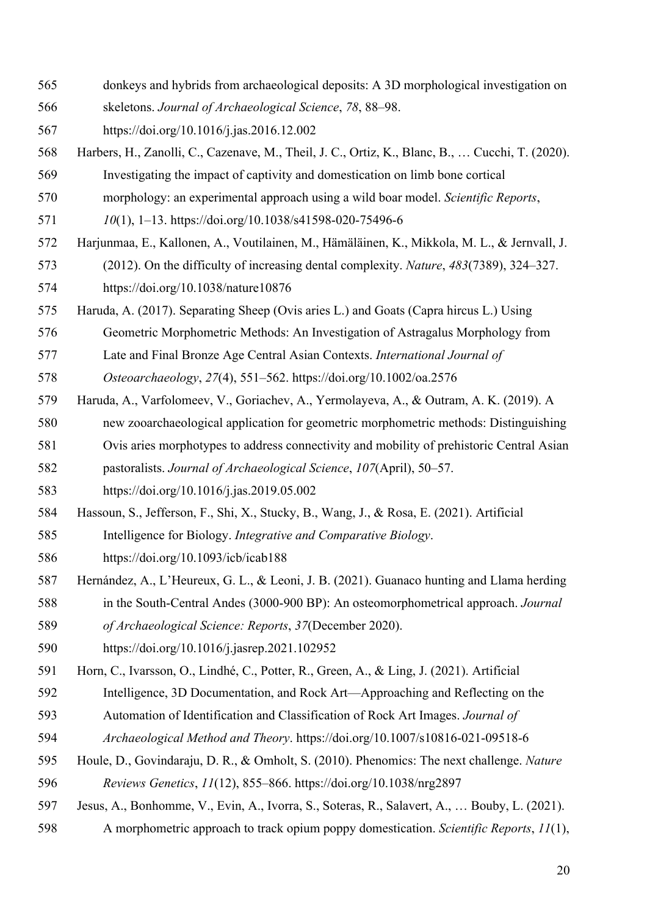donkeys and hybrids from archaeological deposits: A 3D morphological investigation on skeletons. *Journal of Archaeological Science*, *78*, 88–98. https://doi.org/10.1016/j.jas.2016.12.002

Harbers, H., Zanolli, C., Cazenave, M., Theil, J. C., Ortiz, K., Blanc, B., … Cucchi, T. (2020). Investigating the impact of captivity and domestication on limb bone cortical morphology: an experimental approach using a wild boar model. *Scientific Reports*, *10*(1), 1–13. https://doi.org/10.1038/s41598-020-75496-6

Harjunmaa, E., Kallonen, A., Voutilainen, M., Hämäläinen, K., Mikkola, M. L., & Jernvall, J. (2012). On the difficulty of increasing dental complexity. *Nature*, *483*(7389), 324–327. https://doi.org/10.1038/nature10876

Haruda, A. (2017). Separating Sheep (Ovis aries L.) and Goats (Capra hircus L.) Using Geometric Morphometric Methods: An Investigation of Astragalus Morphology from Late and Final Bronze Age Central Asian Contexts. *International Journal of Osteoarchaeology*, *27*(4), 551–562. https://doi.org/10.1002/oa.2576

Haruda, A., Varfolomeev, V., Goriachev, A., Yermolayeva, A., & Outram, A. K. (2019). A new zooarchaeological application for geometric morphometric methods: Distinguishing Ovis aries morphotypes to address connectivity and mobility of prehistoric Central Asian pastoralists. *Journal of Archaeological Science*, *107*(April), 50–57. https://doi.org/10.1016/j.jas.2019.05.002

Hassoun, S., Jefferson, F., Shi, X., Stucky, B., Wang, J., & Rosa, E. (2021). Artificial Intelligence for Biology. *Integrative and Comparative Biology*. https://doi.org/10.1093/icb/icab188

Hernández, A., L'Heureux, G. L., & Leoni, J. B. (2021). Guanaco hunting and Llama herding in the South-Central Andes (3000-900 BP): An osteomorphometrical approach. *Journal of Archaeological Science: Reports*, *37*(December 2020). https://doi.org/10.1016/j.jasrep.2021.102952

Horn, C., Ivarsson, O., Lindhé, C., Potter, R., Green, A., & Ling, J. (2021). Artificial Intelligence, 3D Documentation, and Rock Art—Approaching and Reflecting on the Automation of Identification and Classification of Rock Art Images. *Journal of Archaeological Method and Theory*. https://doi.org/10.1007/s10816-021-09518-6

Houle, D., Govindaraju, D. R., & Omholt, S. (2010). Phenomics: The next challenge. *Nature Reviews Genetics*, *11*(12), 855–866. https://doi.org/10.1038/nrg2897

Jesus, A., Bonhomme, V., Evin, A., Ivorra, S., Soteras, R., Salavert, A., … Bouby, L. (2021). A morphometric approach to track opium poppy domestication. *Scientific Reports*, *11*(1),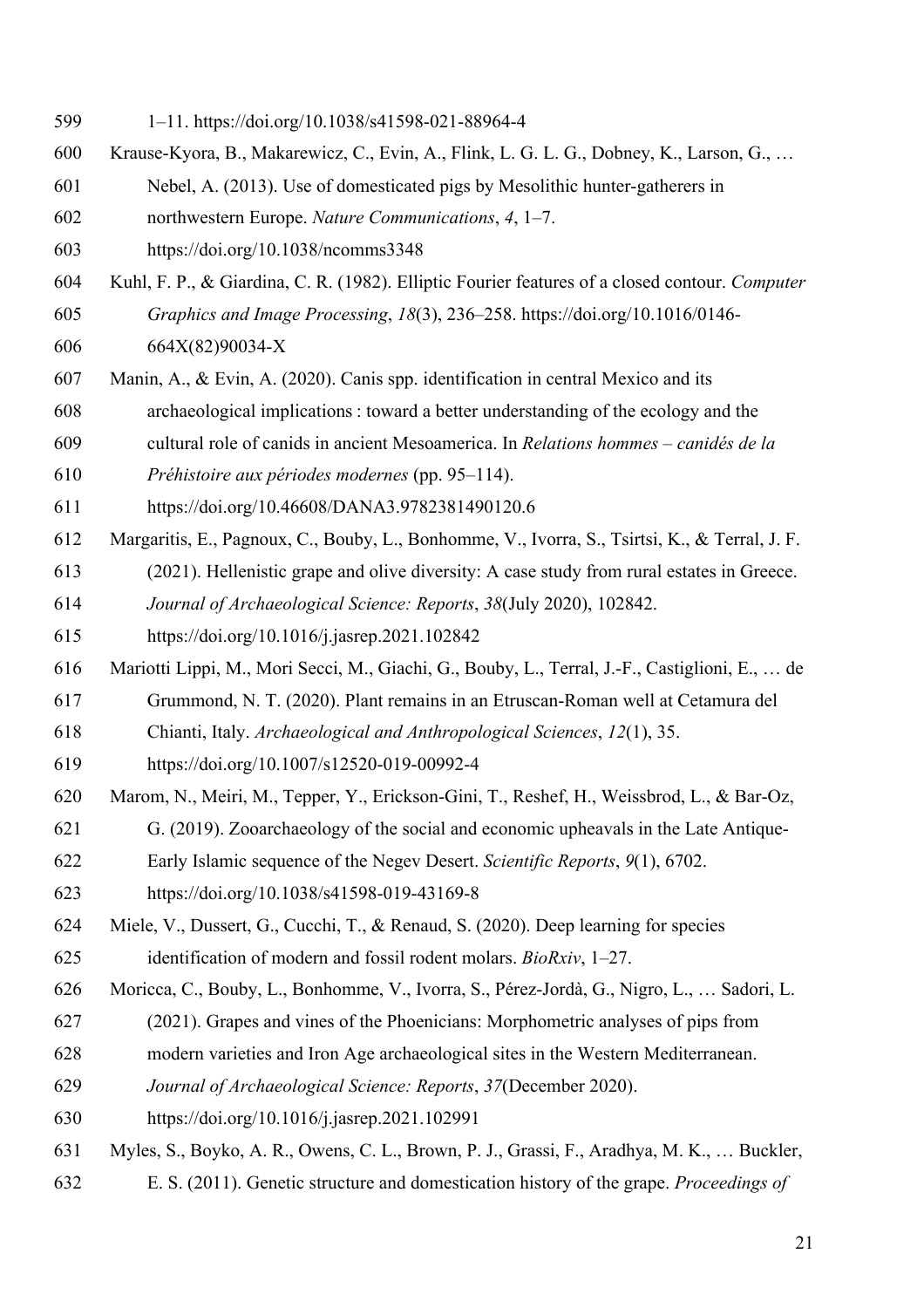1–11. https://doi.org/10.1038/s41598-021-88964-4

Krause-Kyora, B., Makarewicz, C., Evin, A., Flink, L. G. L. G., Dobney, K., Larson, G., … Nebel, A. (2013). Use of domesticated pigs by Mesolithic hunter-gatherers in northwestern Europe. *Nature Communications*, *4*, 1–7. https://doi.org/10.1038/ncomms3348

Kuhl, F. P., & Giardina, C. R. (1982). Elliptic Fourier features of a closed contour. *Computer Graphics and Image Processing*, *18*(3), 236–258. https://doi.org/10.1016/0146-664X(82)90034-X

Manin, A., & Evin, A. (2020). Canis spp. identification in central Mexico and its archaeological implications : toward a better understanding of the ecology and the cultural role of canids in ancient Mesoamerica. In *Relations hommes – canidés de la Préhistoire aux périodes modernes* (pp. 95–114). https://doi.org/10.46608/DANA3.9782381490120.6

Margaritis, E., Pagnoux, C., Bouby, L., Bonhomme, V., Ivorra, S., Tsirtsi, K., & Terral, J. F. (2021). Hellenistic grape and olive diversity: A case study from rural estates in Greece. *Journal of Archaeological Science: Reports*, *38*(July 2020), 102842. https://doi.org/10.1016/j.jasrep.2021.102842

Mariotti Lippi, M., Mori Secci, M., Giachi, G., Bouby, L., Terral, J.-F., Castiglioni, E., … de Grummond, N. T. (2020). Plant remains in an Etruscan-Roman well at Cetamura del Chianti, Italy. *Archaeological and Anthropological Sciences*, *12*(1), 35. https://doi.org/10.1007/s12520-019-00992-4

Marom, N., Meiri, M., Tepper, Y., Erickson-Gini, T., Reshef, H., Weissbrod, L., & Bar-Oz, G. (2019). Zooarchaeology of the social and economic upheavals in the Late Antique-Early Islamic sequence of the Negev Desert. *Scientific Reports*, *9*(1), 6702. https://doi.org/10.1038/s41598-019-43169-8

Miele, V., Dussert, G., Cucchi, T., & Renaud, S. (2020). Deep learning for species identification of modern and fossil rodent molars. *BioRxiv*, 1–27.

Moricca, C., Bouby, L., Bonhomme, V., Ivorra, S., Pérez-Jordà, G., Nigro, L., … Sadori, L. (2021). Grapes and vines of the Phoenicians: Morphometric analyses of pips from modern varieties and Iron Age archaeological sites in the Western Mediterranean. *Journal of Archaeological Science: Reports*, *37*(December 2020). https://doi.org/10.1016/j.jasrep.2021.102991

Myles, S., Boyko, A. R., Owens, C. L., Brown, P. J., Grassi, F., Aradhya, M. K., … Buckler, E. S. (2011). Genetic structure and domestication history of the grape. *Proceedings of*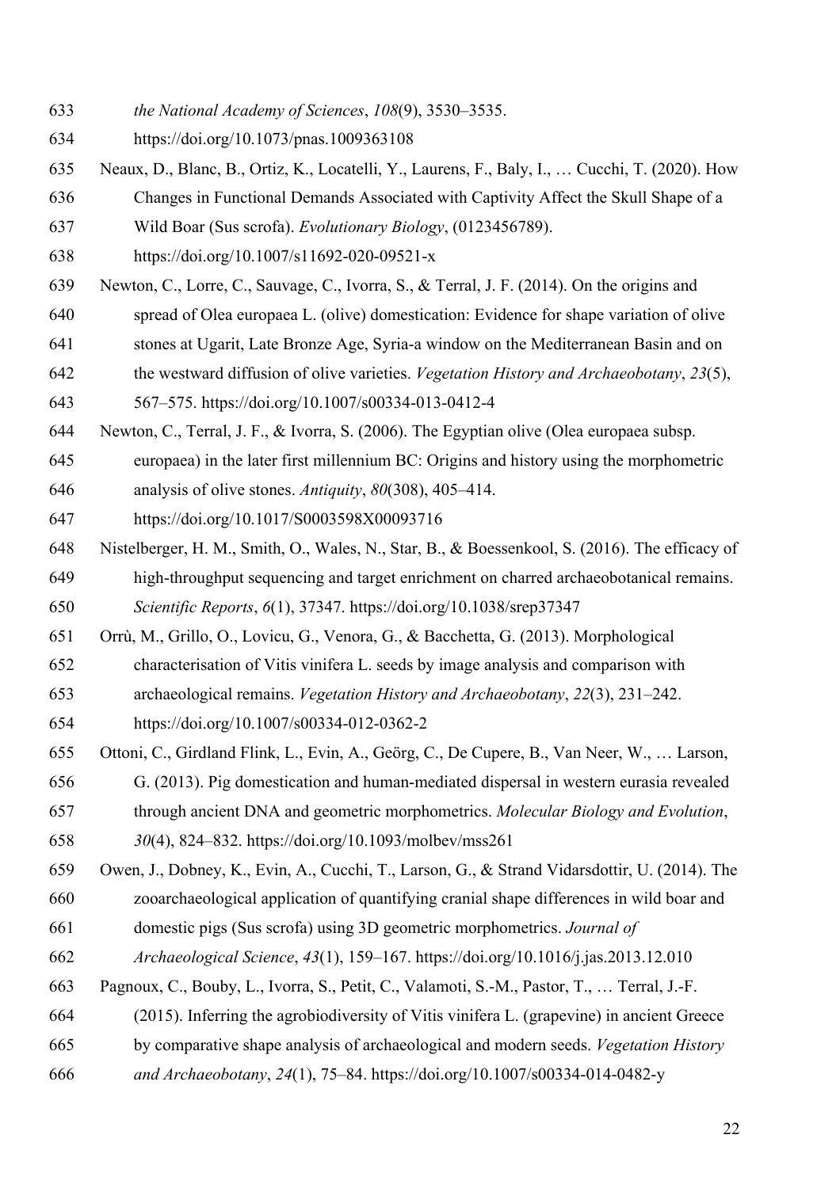*the National Academy of Sciences*, *108*(9), 3530–3535. https://doi.org/10.1073/pnas.1009363108

Neaux, D., Blanc, B., Ortiz, K., Locatelli, Y., Laurens, F., Baly, I., … Cucchi, T. (2020). How Changes in Functional Demands Associated with Captivity Affect the Skull Shape of a Wild Boar (Sus scrofa). *Evolutionary Biology*, (0123456789). https://doi.org/10.1007/s11692-020-09521-x

Newton, C., Lorre, C., Sauvage, C., Ivorra, S., & Terral, J. F. (2014). On the origins and spread of Olea europaea L. (olive) domestication: Evidence for shape variation of olive stones at Ugarit, Late Bronze Age, Syria-a window on the Mediterranean Basin and on the westward diffusion of olive varieties. *Vegetation History and Archaeobotany*, *23*(5), 567–575. https://doi.org/10.1007/s00334-013-0412-4

Newton, C., Terral, J. F., & Ivorra, S. (2006). The Egyptian olive (Olea europaea subsp. europaea) in the later first millennium BC: Origins and history using the morphometric analysis of olive stones. *Antiquity*, *80*(308), 405–414. https://doi.org/10.1017/S0003598X00093716

Nistelberger, H. M., Smith, O., Wales, N., Star, B., & Boessenkool, S. (2016). The efficacy of high-throughput sequencing and target enrichment on charred archaeobotanical remains. *Scientific Reports*, *6*(1), 37347. https://doi.org/10.1038/srep37347

Orrù, M., Grillo, O., Lovicu, G., Venora, G., & Bacchetta, G. (2013). Morphological characterisation of Vitis vinifera L. seeds by image analysis and comparison with archaeological remains. *Vegetation History and Archaeobotany*, *22*(3), 231–242. https://doi.org/10.1007/s00334-012-0362-2

Ottoni, C., Girdland Flink, L., Evin, A., Geörg, C., De Cupere, B., Van Neer, W., … Larson, G. (2013). Pig domestication and human-mediated dispersal in western eurasia revealed through ancient DNA and geometric morphometrics. *Molecular Biology and Evolution*, *30*(4), 824–832. https://doi.org/10.1093/molbev/mss261

Owen, J., Dobney, K., Evin, A., Cucchi, T., Larson, G., & Strand Vidarsdottir, U. (2014). The zooarchaeological application of quantifying cranial shape differences in wild boar and domestic pigs (Sus scrofa) using 3D geometric morphometrics. *Journal of Archaeological Science*, *43*(1), 159–167. https://doi.org/10.1016/j.jas.2013.12.010

Pagnoux, C., Bouby, L., Ivorra, S., Petit, C., Valamoti, S.-M., Pastor, T., … Terral, J.-F. (2015). Inferring the agrobiodiversity of Vitis vinifera L. (grapevine) in ancient Greece by comparative shape analysis of archaeological and modern seeds. *Vegetation History and Archaeobotany*, *24*(1), 75–84. https://doi.org/10.1007/s00334-014-0482-y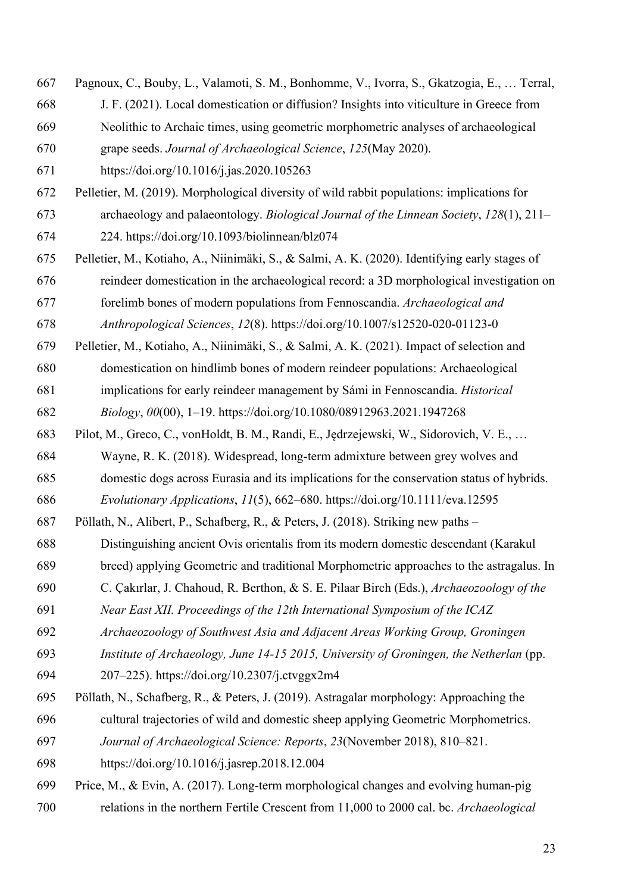Pagnoux, C., Bouby, L., Valamoti, S. M., Bonhomme, V., Ivorra, S., Gkatzogia, E., … Terral, J. F. (2021). Local domestication or diffusion? Insights into viticulture in Greece from Neolithic to Archaic times, using geometric morphometric analyses of archaeological grape seeds. *Journal of Archaeological Science*, *125*(May 2020). https://doi.org/10.1016/j.jas.2020.105263

Pelletier, M. (2019). Morphological diversity of wild rabbit populations: implications for archaeology and palaeontology. *Biological Journal of the Linnean Society*, *128*(1), 211–224. https://doi.org/10.1093/biolinnean/blz074

Pelletier, M., Kotiaho, A., Niinimäki, S., & Salmi, A. K. (2020). Identifying early stages of reindeer domestication in the archaeological record: a 3D morphological investigation on forelimb bones of modern populations from Fennoscandia. *Archaeological and Anthropological Sciences*, *12*(8). https://doi.org/10.1007/s12520-020-01123-0

Pelletier, M., Kotiaho, A., Niinimäki, S., & Salmi, A. K. (2021). Impact of selection and domestication on hindlimb bones of modern reindeer populations: Archaeological implications for early reindeer management by Sámi in Fennoscandia. *Historical Biology*, *00*(00), 1–19. https://doi.org/10.1080/08912963.2021.1947268

Pilot, M., Greco, C., vonHoldt, B. M., Randi, E., Jędrzejewski, W., Sidorovich, V. E., … Wayne, R. K. (2018). Widespread, long-term admixture between grey wolves and domestic dogs across Eurasia and its implications for the conservation status of hybrids. *Evolutionary Applications*, *11*(5), 662–680. https://doi.org/10.1111/eva.12595

Pöllath, N., Alibert, P., Schafberg, R., & Peters, J. (2018). Striking new paths – Distinguishing ancient Ovis orientalis from its modern domestic descendant (Karakul breed) applying Geometric and traditional Morphometric approaches to the astragalus. In C. Çakırlar, J. Chahoud, R. Berthon, & S. E. Pilaar Birch (Eds.), *Archaeozoology of the Near East XII. Proceedings of the 12th International Symposium of the ICAZ Archaeozoology of Southwest Asia and Adjacent Areas Working Group, Groningen Institute of Archaeology, June 14-15 2015, University of Groningen, the Netherlan* (pp. 207–225). https://doi.org/10.2307/j.ctvggx2m4

Pöllath, N., Schafberg, R., & Peters, J. (2019). Astragalar morphology: Approaching the cultural trajectories of wild and domestic sheep applying Geometric Morphometrics. *Journal of Archaeological Science: Reports*, *23*(November 2018), 810–821. https://doi.org/10.1016/j.jasrep.2018.12.004

Price, M., & Evin, A. (2017). Long-term morphological changes and evolving human-pig relations in the northern Fertile Crescent from 11,000 to 2000 cal. bc. *Archaeological*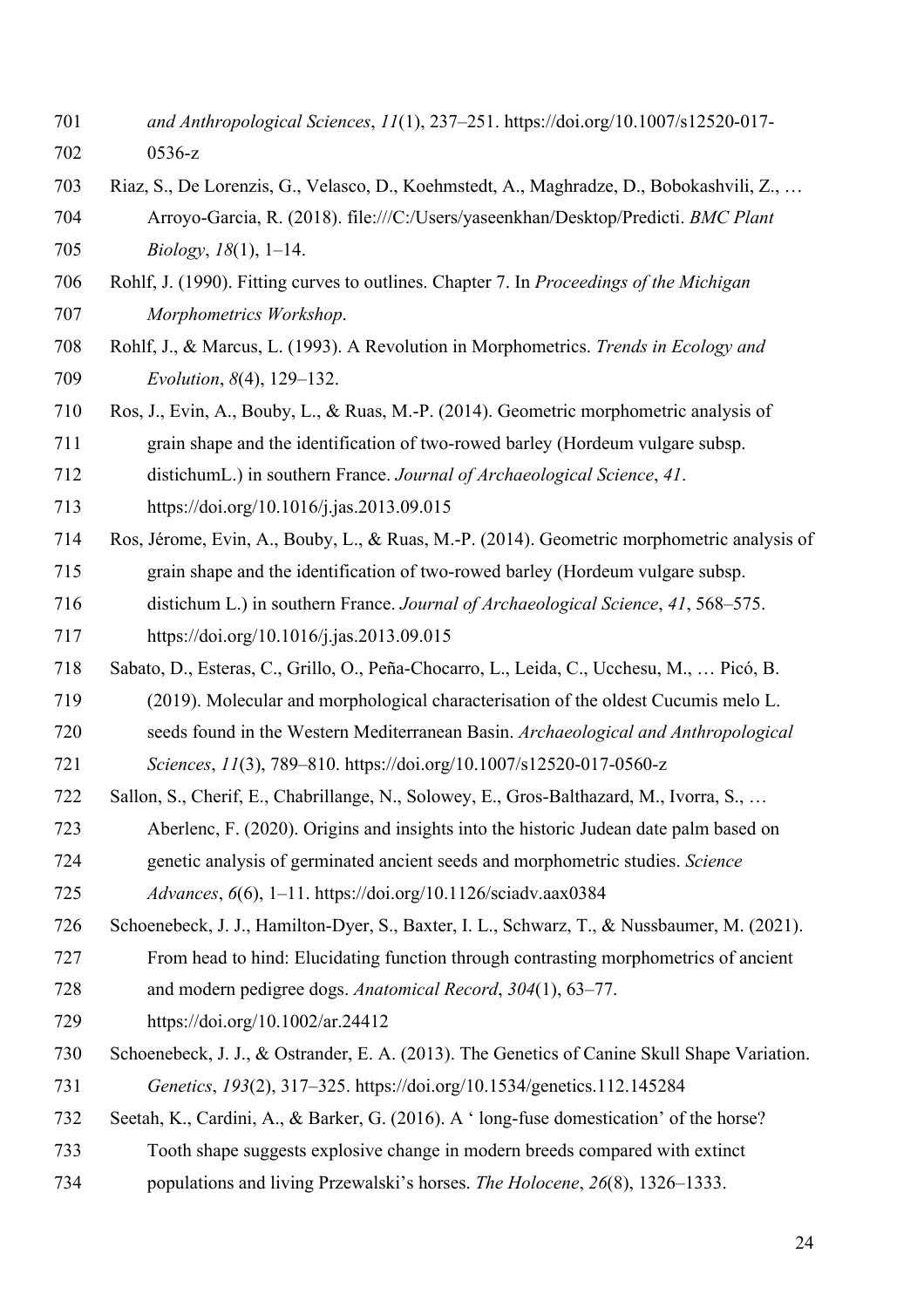and Anthropological Sciences*, *11*(1), 237–251. https://doi.org/10.1007/s12520-017-0536-z

Riaz, S., De Lorenzis, G., Velasco, D., Koehmstedt, A., Maghradze, D., Bobokashvili, Z., … Arroyo-Garcia, R. (2018). file:///C:/Users/yaseenkhan/Desktop/Predicti. *BMC Plant Biology*, *18*(1), 1–14.

Rohlf, J. (1990). Fitting curves to outlines. Chapter 7. In *Proceedings of the Michigan Morphometrics Workshop*.

Rohlf, J., & Marcus, L. (1993). A Revolution in Morphometrics. *Trends in Ecology and Evolution*, *8*(4), 129–132.

Ros, J., Evin, A., Bouby, L., & Ruas, M.-P. (2014). Geometric morphometric analysis of grain shape and the identification of two-rowed barley (Hordeum vulgare subsp. distichumL.) in southern France. *Journal of Archaeological Science*, *41*. https://doi.org/10.1016/j.jas.2013.09.015

Ros, Jérome, Evin, A., Bouby, L., & Ruas, M.-P. (2014). Geometric morphometric analysis of grain shape and the identification of two-rowed barley (Hordeum vulgare subsp. distichum L.) in southern France. *Journal of Archaeological Science*, *41*, 568–575. https://doi.org/10.1016/j.jas.2013.09.015

Sabato, D., Esteras, C., Grillo, O., Peña-Chocarro, L., Leida, C., Ucchesu, M., … Picó, B. (2019). Molecular and morphological characterisation of the oldest Cucumis melo L. seeds found in the Western Mediterranean Basin. *Archaeological and Anthropological Sciences*, *11*(3), 789–810. https://doi.org/10.1007/s12520-017-0560-z

Sallon, S., Cherif, E., Chabrillange, N., Solowey, E., Gros-Balthazard, M., Ivorra, S., … Aberlenc, F. (2020). Origins and insights into the historic Judean date palm based on genetic analysis of germinated ancient seeds and morphometric studies. *Science Advances*, *6*(6), 1–11. https://doi.org/10.1126/sciadv.aax0384

Schoenebeck, J. J., Hamilton-Dyer, S., Baxter, I. L., Schwarz, T., & Nussbaumer, M. (2021). From head to hind: Elucidating function through contrasting morphometrics of ancient and modern pedigree dogs. *Anatomical Record*, *304*(1), 63–77. https://doi.org/10.1002/ar.24412

Schoenebeck, J. J., & Ostrander, E. A. (2013). The Genetics of Canine Skull Shape Variation. *Genetics*, *193*(2), 317–325. https://doi.org/10.1534/genetics.112.145284

Seetah, K., Cardini, A., & Barker, G. (2016). A ' long-fuse domestication' of the horse? Tooth shape suggests explosive change in modern breeds compared with extinct populations and living Przewalski's horses. *The Holocene*, *26*(8), 1326–1333.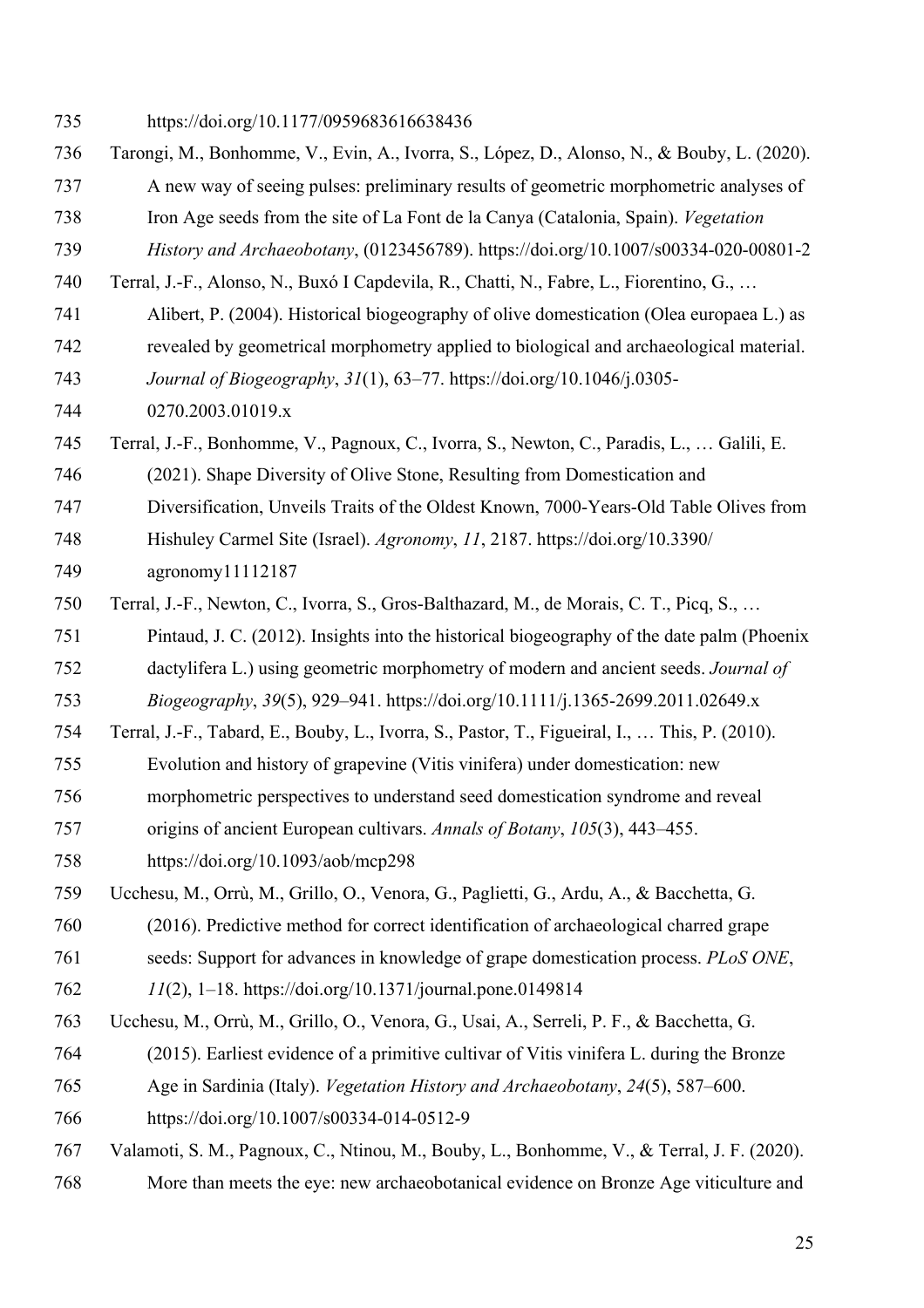https://doi.org/10.1177/0959683616638436

Tarongi, M., Bonhomme, V., Evin, A., Ivorra, S., López, D., Alonso, N., & Bouby, L. (2020). A new way of seeing pulses: preliminary results of geometric morphometric analyses of Iron Age seeds from the site of La Font de la Canya (Catalonia, Spain). *Vegetation History and Archaeobotany*, (0123456789). https://doi.org/10.1007/s00334-020-00801-2

Terral, J.-F., Alonso, N., Buxó I Capdevila, R., Chatti, N., Fabre, L., Fiorentino, G., … Alibert, P. (2004). Historical biogeography of olive domestication (Olea europaea L.) as revealed by geometrical morphometry applied to biological and archaeological material. *Journal of Biogeography*, *31*(1), 63–77. https://doi.org/10.1046/j.0305-0270.2003.01019.x

Terral, J.-F., Bonhomme, V., Pagnoux, C., Ivorra, S., Newton, C., Paradis, L., … Galili, E. (2021). Shape Diversity of Olive Stone, Resulting from Domestication and Diversification, Unveils Traits of the Oldest Known, 7000-Years-Old Table Olives from Hishuley Carmel Site (Israel). *Agronomy*, *11*, 2187. https://doi.org/10.3390/agronomy11112187

Terral, J.-F., Newton, C., Ivorra, S., Gros-Balthazard, M., de Morais, C. T., Picq, S., … Pintaud, J. C. (2012). Insights into the historical biogeography of the date palm (Phoenix dactylifera L.) using geometric morphometry of modern and ancient seeds. *Journal of Biogeography*, *39*(5), 929–941. https://doi.org/10.1111/j.1365-2699.2011.02649.x

Terral, J.-F., Tabard, E., Bouby, L., Ivorra, S., Pastor, T., Figueiral, I., … This, P. (2010). Evolution and history of grapevine (Vitis vinifera) under domestication: new morphometric perspectives to understand seed domestication syndrome and reveal origins of ancient European cultivars. *Annals of Botany*, *105*(3), 443–455. https://doi.org/10.1093/aob/mcp298

Ucchesu, M., Orrù, M., Grillo, O., Venora, G., Paglietti, G., Ardu, A., & Bacchetta, G. (2016). Predictive method for correct identification of archaeological charred grape seeds: Support for advances in knowledge of grape domestication process. *PLoS ONE*, *11*(2), 1–18. https://doi.org/10.1371/journal.pone.0149814

Ucchesu, M., Orrù, M., Grillo, O., Venora, G., Usai, A., Serreli, P. F., & Bacchetta, G. (2015). Earliest evidence of a primitive cultivar of Vitis vinifera L. during the Bronze Age in Sardinia (Italy). *Vegetation History and Archaeobotany*, *24*(5), 587–600. https://doi.org/10.1007/s00334-014-0512-9

Valamoti, S. M., Pagnoux, C., Ntinou, M., Bouby, L., Bonhomme, V., & Terral, J. F. (2020). More than meets the eye: new archaeobotanical evidence on Bronze Age viticulture and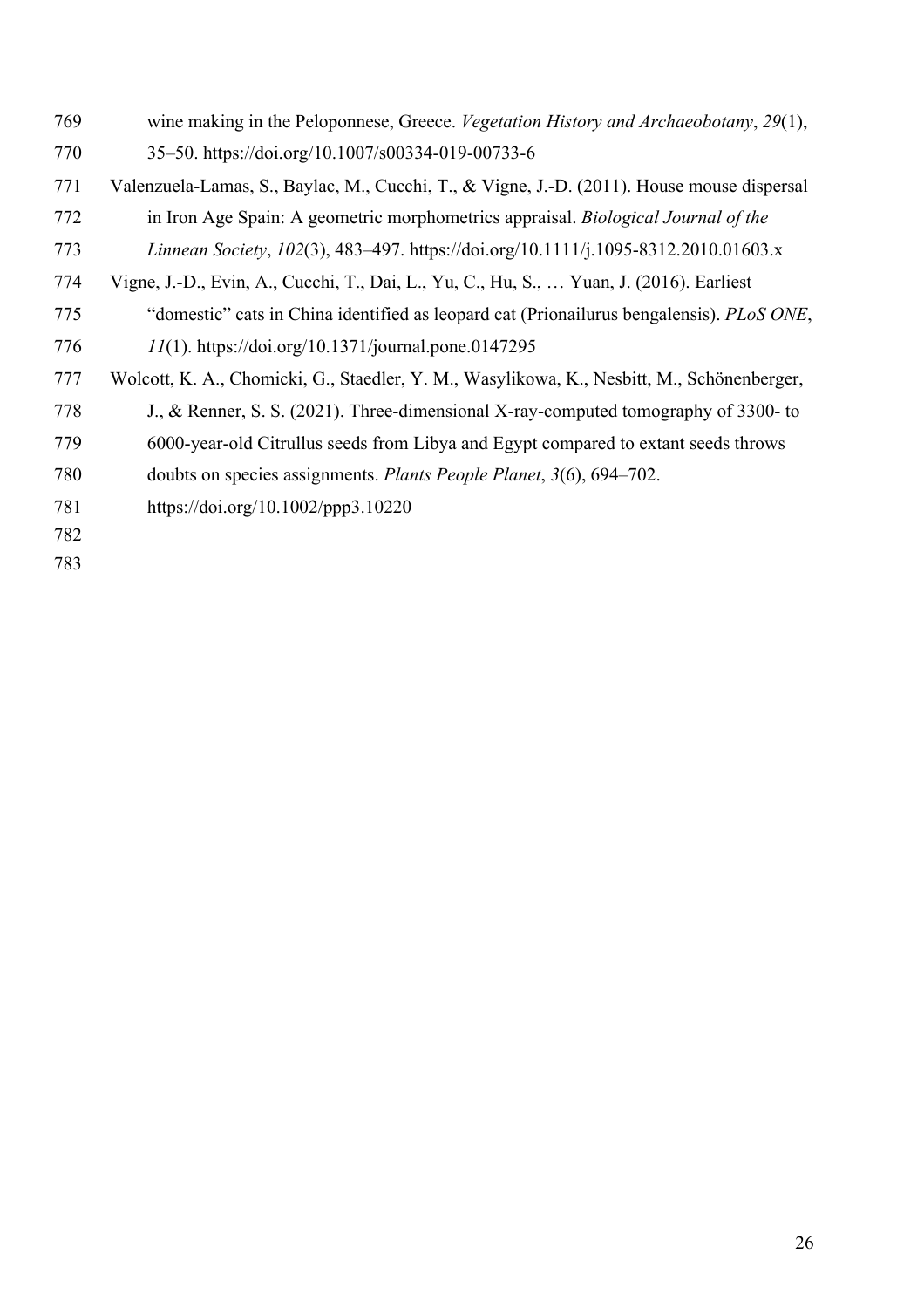wine making in the Peloponnese, Greece. *Vegetation History and Archaeobotany*, *29*(1), 35–50. https://doi.org/10.1007/s00334-019-00733-6

Valenzuela-Lamas, S., Baylac, M., Cucchi, T., & Vigne, J.-D. (2011). House mouse dispersal in Iron Age Spain: A geometric morphometrics appraisal. *Biological Journal of the Linnean Society*, *102*(3), 483–497. https://doi.org/10.1111/j.1095-8312.2010.01603.x

Vigne, J.-D., Evin, A., Cucchi, T., Dai, L., Yu, C., Hu, S., … Yuan, J. (2016). Earliest "domestic" cats in China identified as leopard cat (Prionailurus bengalensis). *PLoS ONE*, *11*(1). https://doi.org/10.1371/journal.pone.0147295

Wolcott, K. A., Chomicki, G., Staedler, Y. M., Wasylikowa, K., Nesbitt, M., Schönenberger, J., & Renner, S. S. (2021). Three-dimensional X-ray-computed tomography of 3300- to 6000-year-old Citrullus seeds from Libya and Egypt compared to extant seeds throws doubts on species assignments. *Plants People Planet*, *3*(6), 694–702. https://doi.org/10.1002/ppp3.10220